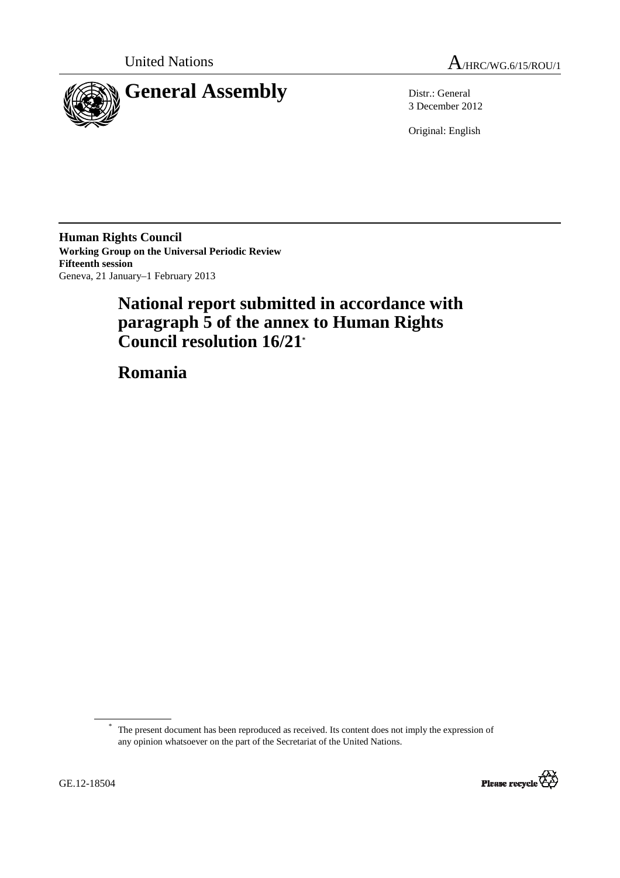United Nations A/HRC/WG.6/15/ROU/1

# General Assembly

Distr.: General
3 December 2012

Original: English

**Human Rights Council**
**Working Group on the Universal Periodic Review**
**Fifteenth session**
Geneva, 21 January–1 February 2013

# National report submitted in accordance with paragraph 5 of the annex to Human Rights Council resolution 16/21*

# Romania

---

\* The present document has been reproduced as received. Its content does not imply the expression of any opinion whatsoever on the part of the Secretariat of the United Nations.

GE.12-18504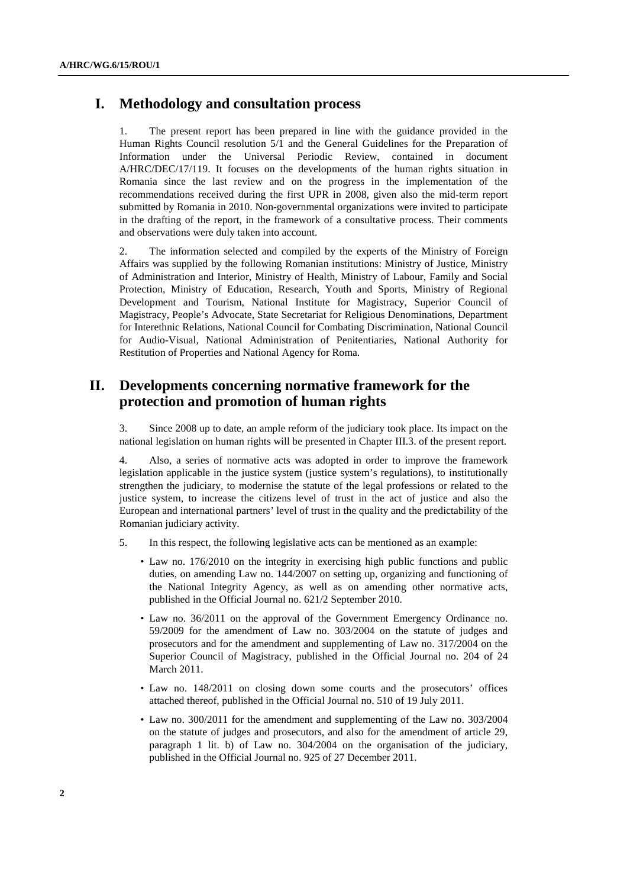## I. Methodology and consultation process

1. The present report has been prepared in line with the guidance provided in the Human Rights Council resolution 5/1 and the General Guidelines for the Preparation of Information under the Universal Periodic Review, contained in document A/HRC/DEC/17/119. It focuses on the developments of the human rights situation in Romania since the last review and on the progress in the implementation of the recommendations received during the first UPR in 2008, given also the mid-term report submitted by Romania in 2010. Non-governmental organizations were invited to participate in the drafting of the report, in the framework of a consultative process. Their comments and observations were duly taken into account.

2. The information selected and compiled by the experts of the Ministry of Foreign Affairs was supplied by the following Romanian institutions: Ministry of Justice, Ministry of Administration and Interior, Ministry of Health, Ministry of Labour, Family and Social Protection, Ministry of Education, Research, Youth and Sports, Ministry of Regional Development and Tourism, National Institute for Magistracy, Superior Council of Magistracy, People's Advocate, State Secretariat for Religious Denominations, Department for Interethnic Relations, National Council for Combating Discrimination, National Council for Audio-Visual, National Administration of Penitentiaries, National Authority for Restitution of Properties and National Agency for Roma.

## II. Developments concerning normative framework for the protection and promotion of human rights

3. Since 2008 up to date, an ample reform of the judiciary took place. Its impact on the national legislation on human rights will be presented in Chapter III.3. of the present report.

4. Also, a series of normative acts was adopted in order to improve the framework legislation applicable in the justice system (justice system's regulations), to institutionally strengthen the judiciary, to modernise the statute of the legal professions or related to the justice system, to increase the citizens level of trust in the act of justice and also the European and international partners' level of trust in the quality and the predictability of the Romanian judiciary activity.

5. In this respect, the following legislative acts can be mentioned as an example:

- Law no. 176/2010 on the integrity in exercising high public functions and public duties, on amending Law no. 144/2007 on setting up, organizing and functioning of the National Integrity Agency, as well as on amending other normative acts, published in the Official Journal no. 621/2 September 2010.
- Law no. 36/2011 on the approval of the Government Emergency Ordinance no. 59/2009 for the amendment of Law no. 303/2004 on the statute of judges and prosecutors and for the amendment and supplementing of Law no. 317/2004 on the Superior Council of Magistracy, published in the Official Journal no. 204 of 24 March 2011.
- Law no. 148/2011 on closing down some courts and the prosecutors' offices attached thereof, published in the Official Journal no. 510 of 19 July 2011.
- Law no. 300/2011 for the amendment and supplementing of the Law no. 303/2004 on the statute of judges and prosecutors, and also for the amendment of article 29, paragraph 1 lit. b) of Law no. 304/2004 on the organisation of the judiciary, published in the Official Journal no. 925 of 27 December 2011.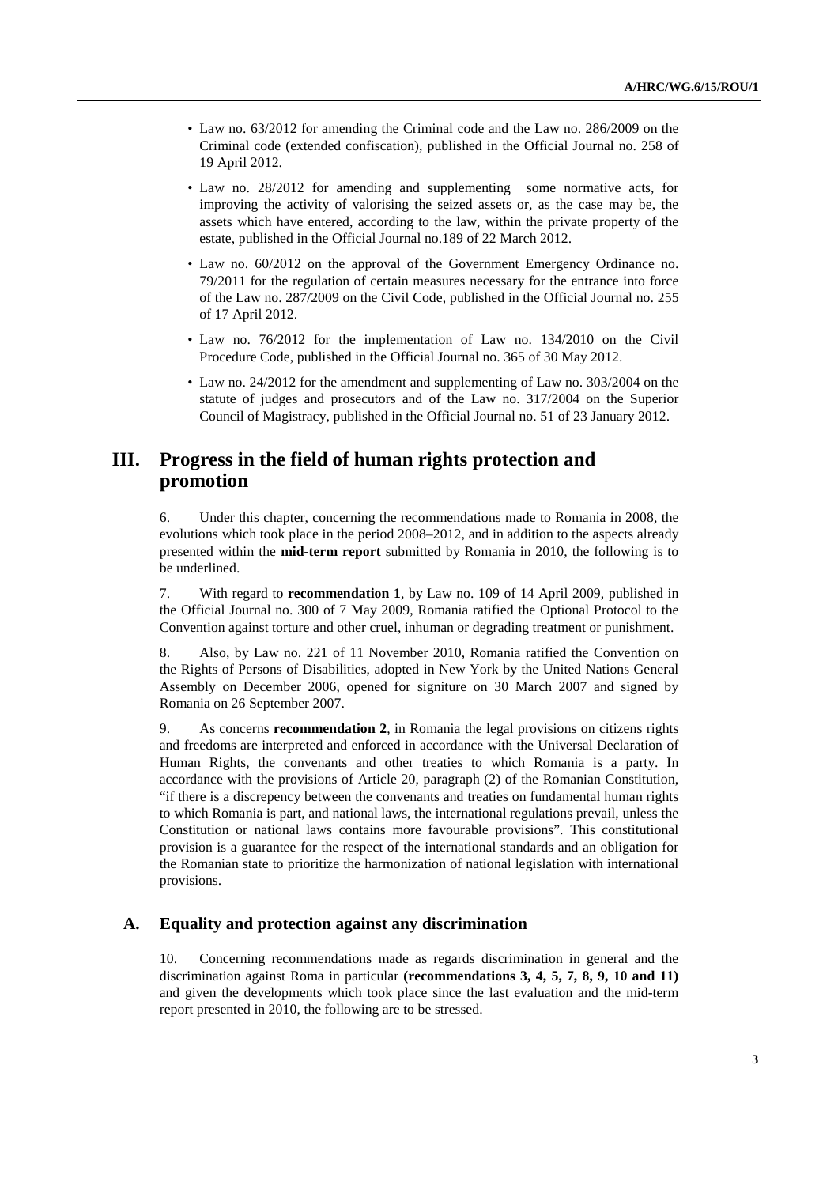- Law no. 63/2012 for amending the Criminal code and the Law no. 286/2009 on the Criminal code (extended confiscation), published in the Official Journal no. 258 of 19 April 2012.
- Law no. 28/2012 for amending and supplementing some normative acts, for improving the activity of valorising the seized assets or, as the case may be, the assets which have entered, according to the law, within the private property of the estate, published in the Official Journal no.189 of 22 March 2012.
- Law no. 60/2012 on the approval of the Government Emergency Ordinance no. 79/2011 for the regulation of certain measures necessary for the entrance into force of the Law no. 287/2009 on the Civil Code, published in the Official Journal no. 255 of 17 April 2012.
- Law no. 76/2012 for the implementation of Law no. 134/2010 on the Civil Procedure Code, published in the Official Journal no. 365 of 30 May 2012.
- Law no. 24/2012 for the amendment and supplementing of Law no. 303/2004 on the statute of judges and prosecutors and of the Law no. 317/2004 on the Superior Council of Magistracy, published in the Official Journal no. 51 of 23 January 2012.

# III. Progress in the field of human rights protection and promotion

6. Under this chapter, concerning the recommendations made to Romania in 2008, the evolutions which took place in the period 2008–2012, and in addition to the aspects already presented within the **mid-term report** submitted by Romania in 2010, the following is to be underlined.

7. With regard to **recommendation 1**, by Law no. 109 of 14 April 2009, published in the Official Journal no. 300 of 7 May 2009, Romania ratified the Optional Protocol to the Convention against torture and other cruel, inhuman or degrading treatment or punishment.

8. Also, by Law no. 221 of 11 November 2010, Romania ratified the Convention on the Rights of Persons of Disabilities, adopted in New York by the United Nations General Assembly on December 2006, opened for signiture on 30 March 2007 and signed by Romania on 26 September 2007.

9. As concerns **recommendation 2**, in Romania the legal provisions on citizens rights and freedoms are interpreted and enforced in accordance with the Universal Declaration of Human Rights, the convenants and other treaties to which Romania is a party. In accordance with the provisions of Article 20, paragraph (2) of the Romanian Constitution, "if there is a discrepency between the convenants and treaties on fundamental human rights to which Romania is part, and national laws, the international regulations prevail, unless the Constitution or national laws contains more favourable provisions". This constitutional provision is a guarantee for the respect of the international standards and an obligation for the Romanian state to prioritize the harmonization of national legislation with international provisions.

## A. Equality and protection against any discrimination

10. Concerning recommendations made as regards discrimination in general and the discrimination against Roma in particular **(recommendations 3, 4, 5, 7, 8, 9, 10 and 11)** and given the developments which took place since the last evaluation and the mid-term report presented in 2010, the following are to be stressed.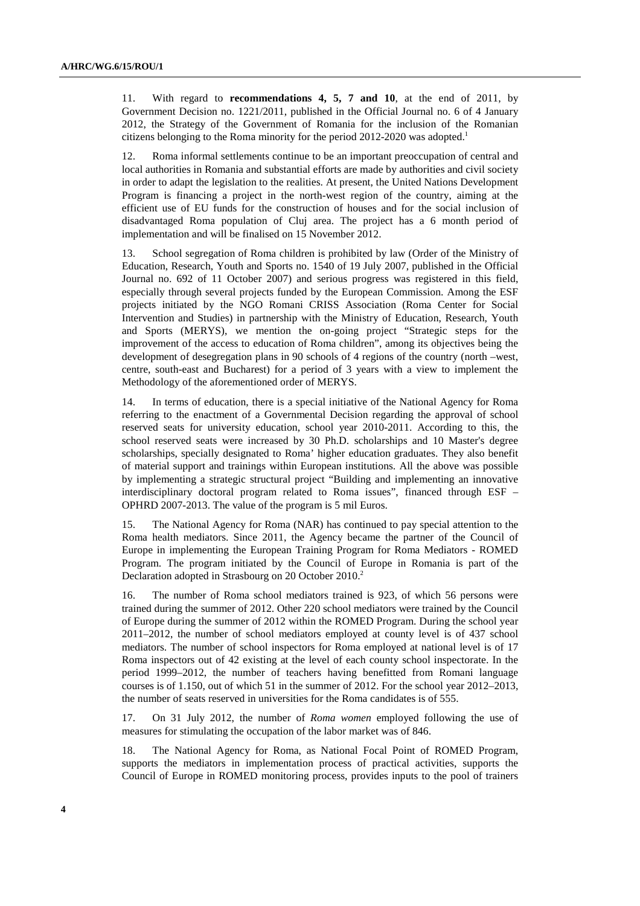11. With regard to **recommendations 4, 5, 7 and 10**, at the end of 2011, by Government Decision no. 1221/2011, published in the Official Journal no. 6 of 4 January 2012, the Strategy of the Government of Romania for the inclusion of the Romanian citizens belonging to the Roma minority for the period 2012-2020 was adopted.[1]

12. Roma informal settlements continue to be an important preoccupation of central and local authorities in Romania and substantial efforts are made by authorities and civil society in order to adapt the legislation to the realities. At present, the United Nations Development Program is financing a project in the north-west region of the country, aiming at the efficient use of EU funds for the construction of houses and for the social inclusion of disadvantaged Roma population of Cluj area. The project has a 6 month period of implementation and will be finalised on 15 November 2012.

13. School segregation of Roma children is prohibited by law (Order of the Ministry of Education, Research, Youth and Sports no. 1540 of 19 July 2007, published in the Official Journal no. 692 of 11 October 2007) and serious progress was registered in this field, especially through several projects funded by the European Commission. Among the ESF projects initiated by the NGO Romani CRISS Association (Roma Center for Social Intervention and Studies) in partnership with the Ministry of Education, Research, Youth and Sports (MERYS), we mention the on-going project "Strategic steps for the improvement of the access to education of Roma children", among its objectives being the development of desegregation plans in 90 schools of 4 regions of the country (north –west, centre, south-east and Bucharest) for a period of 3 years with a view to implement the Methodology of the aforementioned order of MERYS.

14. In terms of education, there is a special initiative of the National Agency for Roma referring to the enactment of a Governmental Decision regarding the approval of school reserved seats for university education, school year 2010-2011. According to this, the school reserved seats were increased by 30 Ph.D. scholarships and 10 Master's degree scholarships, specially designated to Roma' higher education graduates. They also benefit of material support and trainings within European institutions. All the above was possible by implementing a strategic structural project "Building and implementing an innovative interdisciplinary doctoral program related to Roma issues", financed through ESF – OPHRD 2007-2013. The value of the program is 5 mil Euros.

15. The National Agency for Roma (NAR) has continued to pay special attention to the Roma health mediators. Since 2011, the Agency became the partner of the Council of Europe in implementing the European Training Program for Roma Mediators - ROMED Program. The program initiated by the Council of Europe in Romania is part of the Declaration adopted in Strasbourg on 20 October 2010.[2]

16. The number of Roma school mediators trained is 923, of which 56 persons were trained during the summer of 2012. Other 220 school mediators were trained by the Council of Europe during the summer of 2012 within the ROMED Program. During the school year 2011–2012, the number of school mediators employed at county level is of 437 school mediators. The number of school inspectors for Roma employed at national level is of 17 Roma inspectors out of 42 existing at the level of each county school inspectorate. In the period 1999–2012, the number of teachers having benefitted from Romani language courses is of 1.150, out of which 51 in the summer of 2012. For the school year 2012–2013, the number of seats reserved in universities for the Roma candidates is of 555.

17. On 31 July 2012, the number of *Roma women* employed following the use of measures for stimulating the occupation of the labor market was of 846.

18. The National Agency for Roma, as National Focal Point of ROMED Program, supports the mediators in implementation process of practical activities, supports the Council of Europe in ROMED monitoring process, provides inputs to the pool of trainers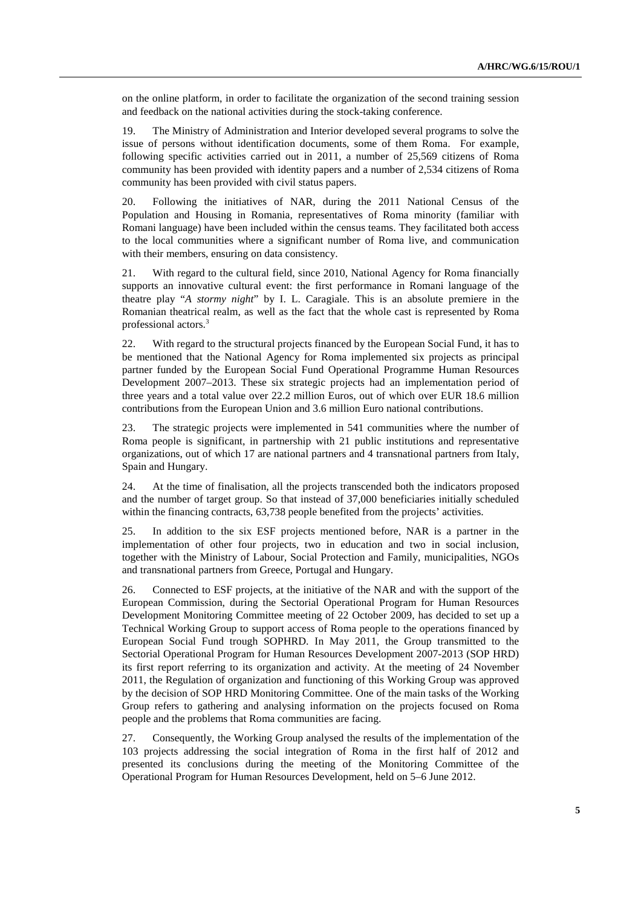on the online platform, in order to facilitate the organization of the second training session and feedback on the national activities during the stock-taking conference.

19. The Ministry of Administration and Interior developed several programs to solve the issue of persons without identification documents, some of them Roma. For example, following specific activities carried out in 2011, a number of 25,569 citizens of Roma community has been provided with identity papers and a number of 2,534 citizens of Roma community has been provided with civil status papers.

20. Following the initiatives of NAR, during the 2011 National Census of the Population and Housing in Romania, representatives of Roma minority (familiar with Romani language) have been included within the census teams. They facilitated both access to the local communities where a significant number of Roma live, and communication with their members, ensuring on data consistency.

21. With regard to the cultural field, since 2010, National Agency for Roma financially supports an innovative cultural event: the first performance in Romani language of the theatre play "*A stormy night*" by I. L. Caragiale. This is an absolute premiere in the Romanian theatrical realm, as well as the fact that the whole cast is represented by Roma professional actors.[3]

22. With regard to the structural projects financed by the European Social Fund, it has to be mentioned that the National Agency for Roma implemented six projects as principal partner funded by the European Social Fund Operational Programme Human Resources Development 2007–2013. These six strategic projects had an implementation period of three years and a total value over 22.2 million Euros, out of which over EUR 18.6 million contributions from the European Union and 3.6 million Euro national contributions.

23. The strategic projects were implemented in 541 communities where the number of Roma people is significant, in partnership with 21 public institutions and representative organizations, out of which 17 are national partners and 4 transnational partners from Italy, Spain and Hungary.

24. At the time of finalisation, all the projects transcended both the indicators proposed and the number of target group. So that instead of 37,000 beneficiaries initially scheduled within the financing contracts, 63,738 people benefited from the projects' activities.

25. In addition to the six ESF projects mentioned before, NAR is a partner in the implementation of other four projects, two in education and two in social inclusion, together with the Ministry of Labour, Social Protection and Family, municipalities, NGOs and transnational partners from Greece, Portugal and Hungary.

26. Connected to ESF projects, at the initiative of the NAR and with the support of the European Commission, during the Sectorial Operational Program for Human Resources Development Monitoring Committee meeting of 22 October 2009, has decided to set up a Technical Working Group to support access of Roma people to the operations financed by European Social Fund trough SOPHRD. In May 2011, the Group transmitted to the Sectorial Operational Program for Human Resources Development 2007-2013 (SOP HRD) its first report referring to its organization and activity. At the meeting of 24 November 2011, the Regulation of organization and functioning of this Working Group was approved by the decision of SOP HRD Monitoring Committee. One of the main tasks of the Working Group refers to gathering and analysing information on the projects focused on Roma people and the problems that Roma communities are facing.

27. Consequently, the Working Group analysed the results of the implementation of the 103 projects addressing the social integration of Roma in the first half of 2012 and presented its conclusions during the meeting of the Monitoring Committee of the Operational Program for Human Resources Development, held on 5–6 June 2012.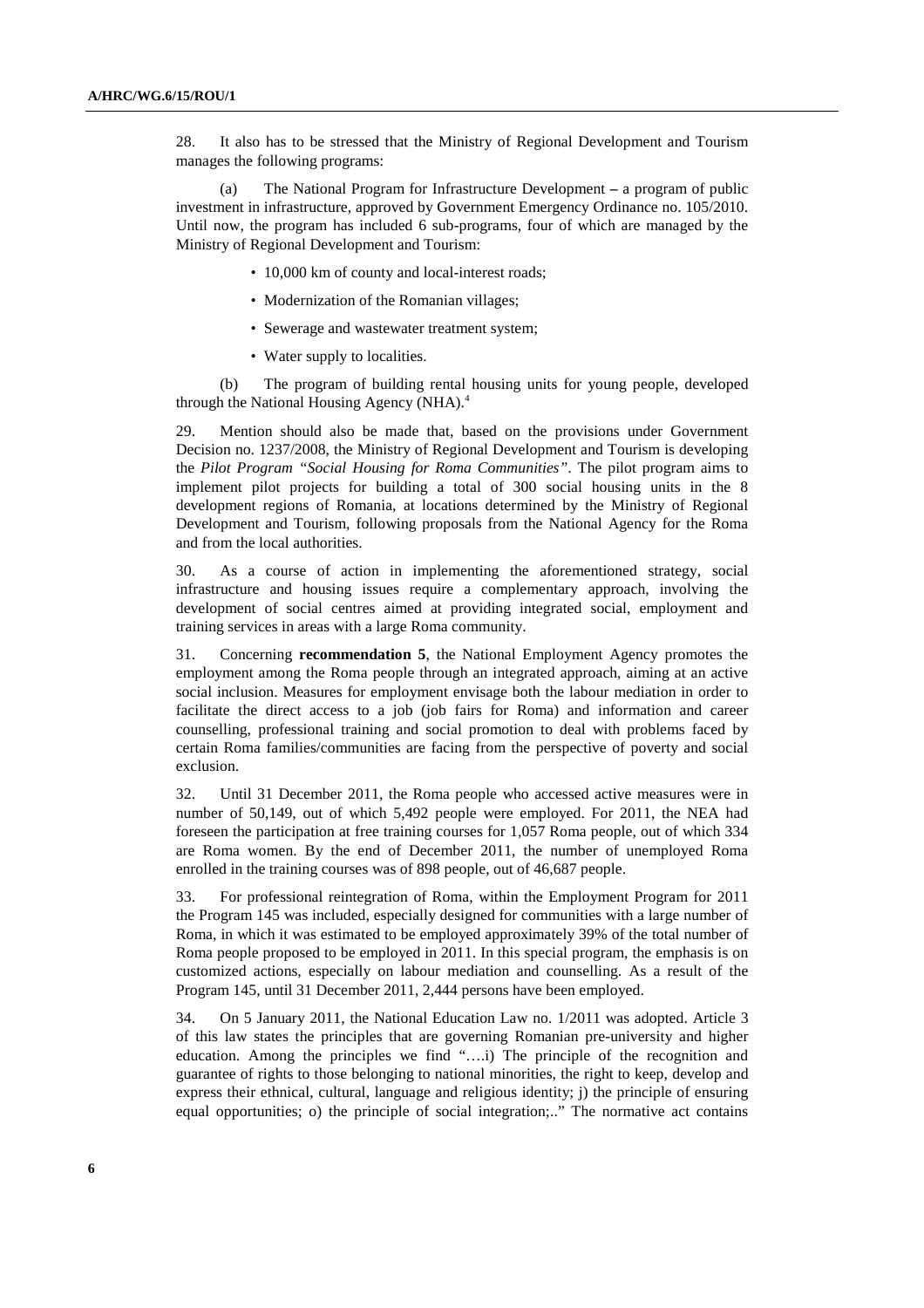28. It also has to be stressed that the Ministry of Regional Development and Tourism manages the following programs:

(a) The National Program for Infrastructure Development – a program of public investment in infrastructure, approved by Government Emergency Ordinance no. 105/2010. Until now, the program has included 6 sub-programs, four of which are managed by the Ministry of Regional Development and Tourism:

- 10,000 km of county and local-interest roads;
- Modernization of the Romanian villages;
- Sewerage and wastewater treatment system;
- Water supply to localities.

(b) The program of building rental housing units for young people, developed through the National Housing Agency (NHA).[4]

29. Mention should also be made that, based on the provisions under Government Decision no. 1237/2008, the Ministry of Regional Development and Tourism is developing the *Pilot Program "Social Housing for Roma Communities"*. The pilot program aims to implement pilot projects for building a total of 300 social housing units in the 8 development regions of Romania, at locations determined by the Ministry of Regional Development and Tourism, following proposals from the National Agency for the Roma and from the local authorities.

30. As a course of action in implementing the aforementioned strategy, social infrastructure and housing issues require a complementary approach, involving the development of social centres aimed at providing integrated social, employment and training services in areas with a large Roma community.

31. Concerning **recommendation 5**, the National Employment Agency promotes the employment among the Roma people through an integrated approach, aiming at an active social inclusion. Measures for employment envisage both the labour mediation in order to facilitate the direct access to a job (job fairs for Roma) and information and career counselling, professional training and social promotion to deal with problems faced by certain Roma families/communities are facing from the perspective of poverty and social exclusion.

32. Until 31 December 2011, the Roma people who accessed active measures were in number of 50,149, out of which 5,492 people were employed. For 2011, the NEA had foreseen the participation at free training courses for 1,057 Roma people, out of which 334 are Roma women. By the end of December 2011, the number of unemployed Roma enrolled in the training courses was of 898 people, out of 46,687 people.

33. For professional reintegration of Roma, within the Employment Program for 2011 the Program 145 was included, especially designed for communities with a large number of Roma, in which it was estimated to be employed approximately 39% of the total number of Roma people proposed to be employed in 2011. In this special program, the emphasis is on customized actions, especially on labour mediation and counselling. As a result of the Program 145, until 31 December 2011, 2,444 persons have been employed.

34. On 5 January 2011, the National Education Law no. 1/2011 was adopted. Article 3 of this law states the principles that are governing Romanian pre-university and higher education. Among the principles we find "….i) The principle of the recognition and guarantee of rights to those belonging to national minorities, the right to keep, develop and express their ethnical, cultural, language and religious identity; j) the principle of ensuring equal opportunities; o) the principle of social integration;.." The normative act contains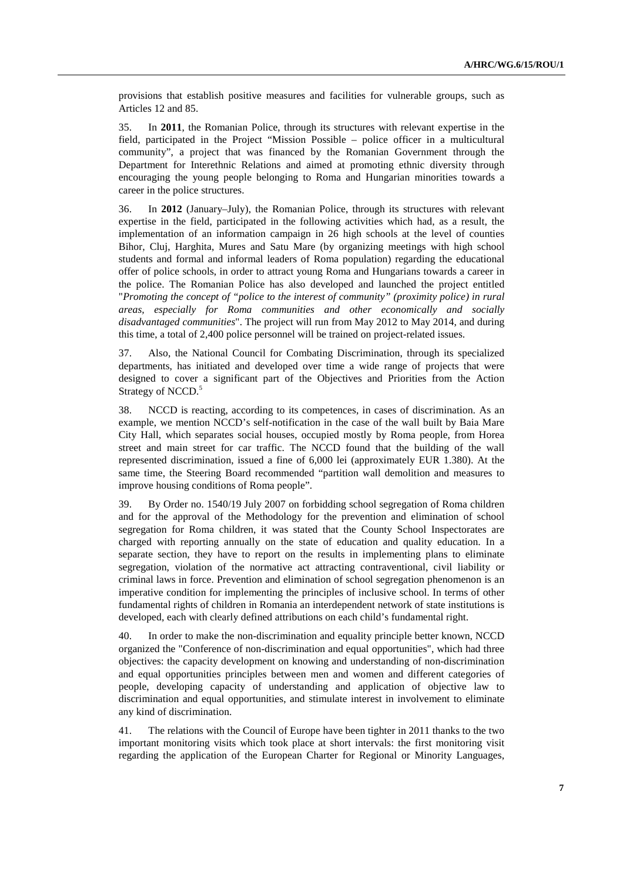provisions that establish positive measures and facilities for vulnerable groups, such as Articles 12 and 85.

35. In **2011**, the Romanian Police, through its structures with relevant expertise in the field, participated in the Project "Mission Possible – police officer in a multicultural community", a project that was financed by the Romanian Government through the Department for Interethnic Relations and aimed at promoting ethnic diversity through encouraging the young people belonging to Roma and Hungarian minorities towards a career in the police structures.

36. In **2012** (January–July), the Romanian Police, through its structures with relevant expertise in the field, participated in the following activities which had, as a result, the implementation of an information campaign in 26 high schools at the level of counties Bihor, Cluj, Harghita, Mures and Satu Mare (by organizing meetings with high school students and formal and informal leaders of Roma population) regarding the educational offer of police schools, in order to attract young Roma and Hungarians towards a career in the police. The Romanian Police has also developed and launched the project entitled "*Promoting the concept of "police to the interest of community" (proximity police) in rural areas, especially for Roma communities and other economically and socially disadvantaged communities*". The project will run from May 2012 to May 2014, and during this time, a total of 2,400 police personnel will be trained on project-related issues.

37. Also, the National Council for Combating Discrimination, through its specialized departments, has initiated and developed over time a wide range of projects that were designed to cover a significant part of the Objectives and Priorities from the Action Strategy of NCCD.[5]

38. NCCD is reacting, according to its competences, in cases of discrimination. As an example, we mention NCCD's self-notification in the case of the wall built by Baia Mare City Hall, which separates social houses, occupied mostly by Roma people, from Horea street and main street for car traffic. The NCCD found that the building of the wall represented discrimination, issued a fine of 6,000 lei (approximately EUR 1.380). At the same time, the Steering Board recommended "partition wall demolition and measures to improve housing conditions of Roma people".

39. By Order no. 1540/19 July 2007 on forbidding school segregation of Roma children and for the approval of the Methodology for the prevention and elimination of school segregation for Roma children, it was stated that the County School Inspectorates are charged with reporting annually on the state of education and quality education. In a separate section, they have to report on the results in implementing plans to eliminate segregation, violation of the normative act attracting contraventional, civil liability or criminal laws in force. Prevention and elimination of school segregation phenomenon is an imperative condition for implementing the principles of inclusive school. In terms of other fundamental rights of children in Romania an interdependent network of state institutions is developed, each with clearly defined attributions on each child's fundamental right.

40. In order to make the non-discrimination and equality principle better known, NCCD organized the "Conference of non-discrimination and equal opportunities", which had three objectives: the capacity development on knowing and understanding of non-discrimination and equal opportunities principles between men and women and different categories of people, developing capacity of understanding and application of objective law to discrimination and equal opportunities, and stimulate interest in involvement to eliminate any kind of discrimination.

41. The relations with the Council of Europe have been tighter in 2011 thanks to the two important monitoring visits which took place at short intervals: the first monitoring visit regarding the application of the European Charter for Regional or Minority Languages,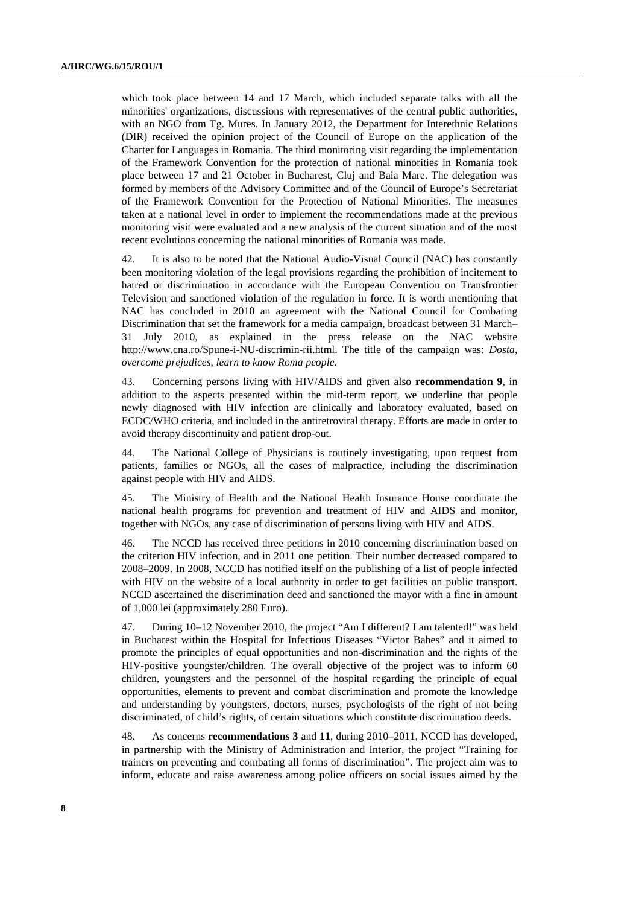which took place between 14 and 17 March, which included separate talks with all the minorities' organizations, discussions with representatives of the central public authorities, with an NGO from Tg. Mures. In January 2012, the Department for Interethnic Relations (DIR) received the opinion project of the Council of Europe on the application of the Charter for Languages in Romania. The third monitoring visit regarding the implementation of the Framework Convention for the protection of national minorities in Romania took place between 17 and 21 October in Bucharest, Cluj and Baia Mare. The delegation was formed by members of the Advisory Committee and of the Council of Europe's Secretariat of the Framework Convention for the Protection of National Minorities. The measures taken at a national level in order to implement the recommendations made at the previous monitoring visit were evaluated and a new analysis of the current situation and of the most recent evolutions concerning the national minorities of Romania was made.

42. It is also to be noted that the National Audio-Visual Council (NAC) has constantly been monitoring violation of the legal provisions regarding the prohibition of incitement to hatred or discrimination in accordance with the European Convention on Transfrontier Television and sanctioned violation of the regulation in force. It is worth mentioning that NAC has concluded in 2010 an agreement with the National Council for Combating Discrimination that set the framework for a media campaign, broadcast between 31 March–31 July 2010, as explained in the press release on the NAC website http://www.cna.ro/Spune-i-NU-discrimin-rii.html. The title of the campaign was: *Dosta, overcome prejudices, learn to know Roma people.*

43. Concerning persons living with HIV/AIDS and given also **recommendation 9**, in addition to the aspects presented within the mid-term report, we underline that people newly diagnosed with HIV infection are clinically and laboratory evaluated, based on ECDC/WHO criteria, and included in the antiretroviral therapy. Efforts are made in order to avoid therapy discontinuity and patient drop-out.

44. The National College of Physicians is routinely investigating, upon request from patients, families or NGOs, all the cases of malpractice, including the discrimination against people with HIV and AIDS.

45. The Ministry of Health and the National Health Insurance House coordinate the national health programs for prevention and treatment of HIV and AIDS and monitor, together with NGOs, any case of discrimination of persons living with HIV and AIDS.

46. The NCCD has received three petitions in 2010 concerning discrimination based on the criterion HIV infection, and in 2011 one petition. Their number decreased compared to 2008–2009. In 2008, NCCD has notified itself on the publishing of a list of people infected with HIV on the website of a local authority in order to get facilities on public transport. NCCD ascertained the discrimination deed and sanctioned the mayor with a fine in amount of 1,000 lei (approximately 280 Euro).

47. During 10–12 November 2010, the project "Am I different? I am talented!" was held in Bucharest within the Hospital for Infectious Diseases "Victor Babes" and it aimed to promote the principles of equal opportunities and non-discrimination and the rights of the HIV-positive youngster/children. The overall objective of the project was to inform 60 children, youngsters and the personnel of the hospital regarding the principle of equal opportunities, elements to prevent and combat discrimination and promote the knowledge and understanding by youngsters, doctors, nurses, psychologists of the right of not being discriminated, of child's rights, of certain situations which constitute discrimination deeds.

48. As concerns **recommendations 3** and **11**, during 2010–2011, NCCD has developed, in partnership with the Ministry of Administration and Interior, the project "Training for trainers on preventing and combating all forms of discrimination". The project aim was to inform, educate and raise awareness among police officers on social issues aimed by the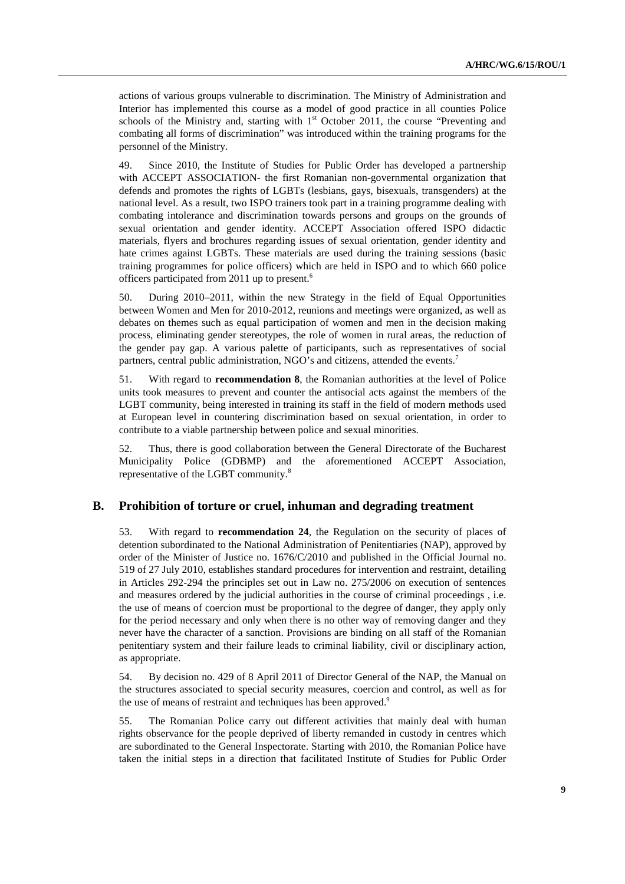actions of various groups vulnerable to discrimination. The Ministry of Administration and Interior has implemented this course as a model of good practice in all counties Police schools of the Ministry and, starting with 1st October 2011, the course "Preventing and combating all forms of discrimination" was introduced within the training programs for the personnel of the Ministry.

49. Since 2010, the Institute of Studies for Public Order has developed a partnership with ACCEPT ASSOCIATION- the first Romanian non-governmental organization that defends and promotes the rights of LGBTs (lesbians, gays, bisexuals, transgenders) at the national level. As a result, two ISPO trainers took part in a training programme dealing with combating intolerance and discrimination towards persons and groups on the grounds of sexual orientation and gender identity. ACCEPT Association offered ISPO didactic materials, flyers and brochures regarding issues of sexual orientation, gender identity and hate crimes against LGBTs. These materials are used during the training sessions (basic training programmes for police officers) which are held in ISPO and to which 660 police officers participated from 2011 up to present.[6]

50. During 2010–2011, within the new Strategy in the field of Equal Opportunities between Women and Men for 2010-2012, reunions and meetings were organized, as well as debates on themes such as equal participation of women and men in the decision making process, eliminating gender stereotypes, the role of women in rural areas, the reduction of the gender pay gap. A various palette of participants, such as representatives of social partners, central public administration, NGO's and citizens, attended the events.[7]

51. With regard to **recommendation 8**, the Romanian authorities at the level of Police units took measures to prevent and counter the antisocial acts against the members of the LGBT community, being interested in training its staff in the field of modern methods used at European level in countering discrimination based on sexual orientation, in order to contribute to a viable partnership between police and sexual minorities.

52. Thus, there is good collaboration between the General Directorate of the Bucharest Municipality Police (GDBMP) and the aforementioned ACCEPT Association, representative of the LGBT community.[8]

## B. Prohibition of torture or cruel, inhuman and degrading treatment

53. With regard to **recommendation 24**, the Regulation on the security of places of detention subordinated to the National Administration of Penitentiaries (NAP), approved by order of the Minister of Justice no. 1676/C/2010 and published in the Official Journal no. 519 of 27 July 2010, establishes standard procedures for intervention and restraint, detailing in Articles 292-294 the principles set out in Law no. 275/2006 on execution of sentences and measures ordered by the judicial authorities in the course of criminal proceedings , i.e. the use of means of coercion must be proportional to the degree of danger, they apply only for the period necessary and only when there is no other way of removing danger and they never have the character of a sanction. Provisions are binding on all staff of the Romanian penitentiary system and their failure leads to criminal liability, civil or disciplinary action, as appropriate.

54. By decision no. 429 of 8 April 2011 of Director General of the NAP, the Manual on the structures associated to special security measures, coercion and control, as well as for the use of means of restraint and techniques has been approved.[9]

55. The Romanian Police carry out different activities that mainly deal with human rights observance for the people deprived of liberty remanded in custody in centres which are subordinated to the General Inspectorate. Starting with 2010, the Romanian Police have taken the initial steps in a direction that facilitated Institute of Studies for Public Order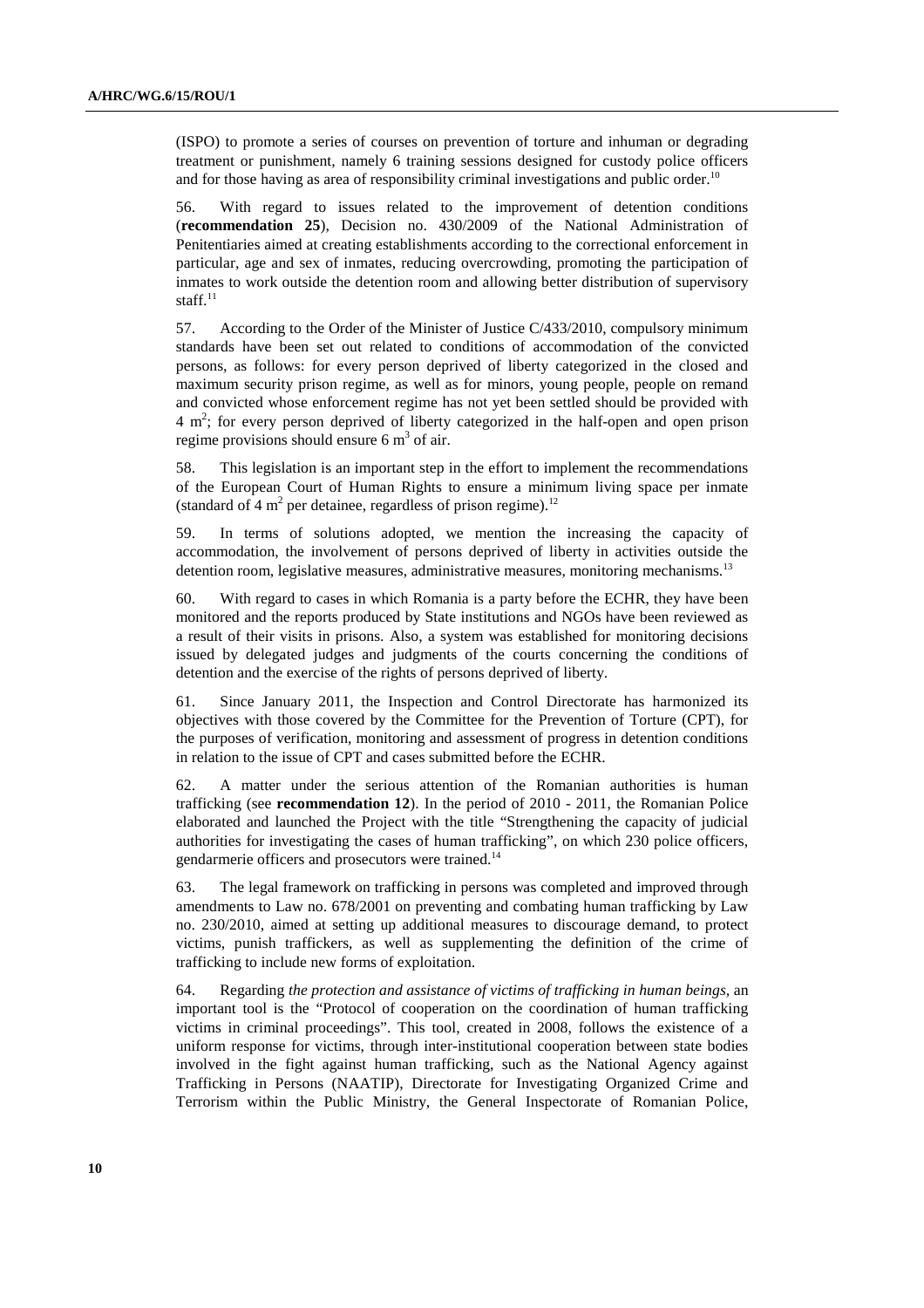(ISPO) to promote a series of courses on prevention of torture and inhuman or degrading treatment or punishment, namely 6 training sessions designed for custody police officers and for those having as area of responsibility criminal investigations and public order.[10]

56. With regard to issues related to the improvement of detention conditions (**recommendation 25**), Decision no. 430/2009 of the National Administration of Penitentiaries aimed at creating establishments according to the correctional enforcement in particular, age and sex of inmates, reducing overcrowding, promoting the participation of inmates to work outside the detention room and allowing better distribution of supervisory staff.[11]

57. According to the Order of the Minister of Justice C/433/2010, compulsory minimum standards have been set out related to conditions of accommodation of the convicted persons, as follows: for every person deprived of liberty categorized in the closed and maximum security prison regime, as well as for minors, young people, people on remand and convicted whose enforcement regime has not yet been settled should be provided with 4 $m^2$; for every person deprived of liberty categorized in the half-open and open prison regime provisions should ensure 6 $m^3$ of air.

58. This legislation is an important step in the effort to implement the recommendations of the European Court of Human Rights to ensure a minimum living space per inmate (standard of 4 $m^2$ per detainee, regardless of prison regime).[12]

59. In terms of solutions adopted, we mention the increasing the capacity of accommodation, the involvement of persons deprived of liberty in activities outside the detention room, legislative measures, administrative measures, monitoring mechanisms.[13]

60. With regard to cases in which Romania is a party before the ECHR, they have been monitored and the reports produced by State institutions and NGOs have been reviewed as a result of their visits in prisons. Also, a system was established for monitoring decisions issued by delegated judges and judgments of the courts concerning the conditions of detention and the exercise of the rights of persons deprived of liberty.

61. Since January 2011, the Inspection and Control Directorate has harmonized its objectives with those covered by the Committee for the Prevention of Torture (CPT), for the purposes of verification, monitoring and assessment of progress in detention conditions in relation to the issue of CPT and cases submitted before the ECHR.

62. A matter under the serious attention of the Romanian authorities is human trafficking (see **recommendation 12**). In the period of 2010 - 2011, the Romanian Police elaborated and launched the Project with the title "Strengthening the capacity of judicial authorities for investigating the cases of human trafficking", on which 230 police officers, gendarmerie officers and prosecutors were trained.[14]

63. The legal framework on trafficking in persons was completed and improved through amendments to Law no. 678/2001 on preventing and combating human trafficking by Law no. 230/2010, aimed at setting up additional measures to discourage demand, to protect victims, punish traffickers, as well as supplementing the definition of the crime of trafficking to include new forms of exploitation.

64. Regarding *the protection and assistance of victims of trafficking in human beings*, an important tool is the "Protocol of cooperation on the coordination of human trafficking victims in criminal proceedings". This tool, created in 2008, follows the existence of a uniform response for victims, through inter-institutional cooperation between state bodies involved in the fight against human trafficking, such as the National Agency against Trafficking in Persons (NAATIP), Directorate for Investigating Organized Crime and Terrorism within the Public Ministry, the General Inspectorate of Romanian Police,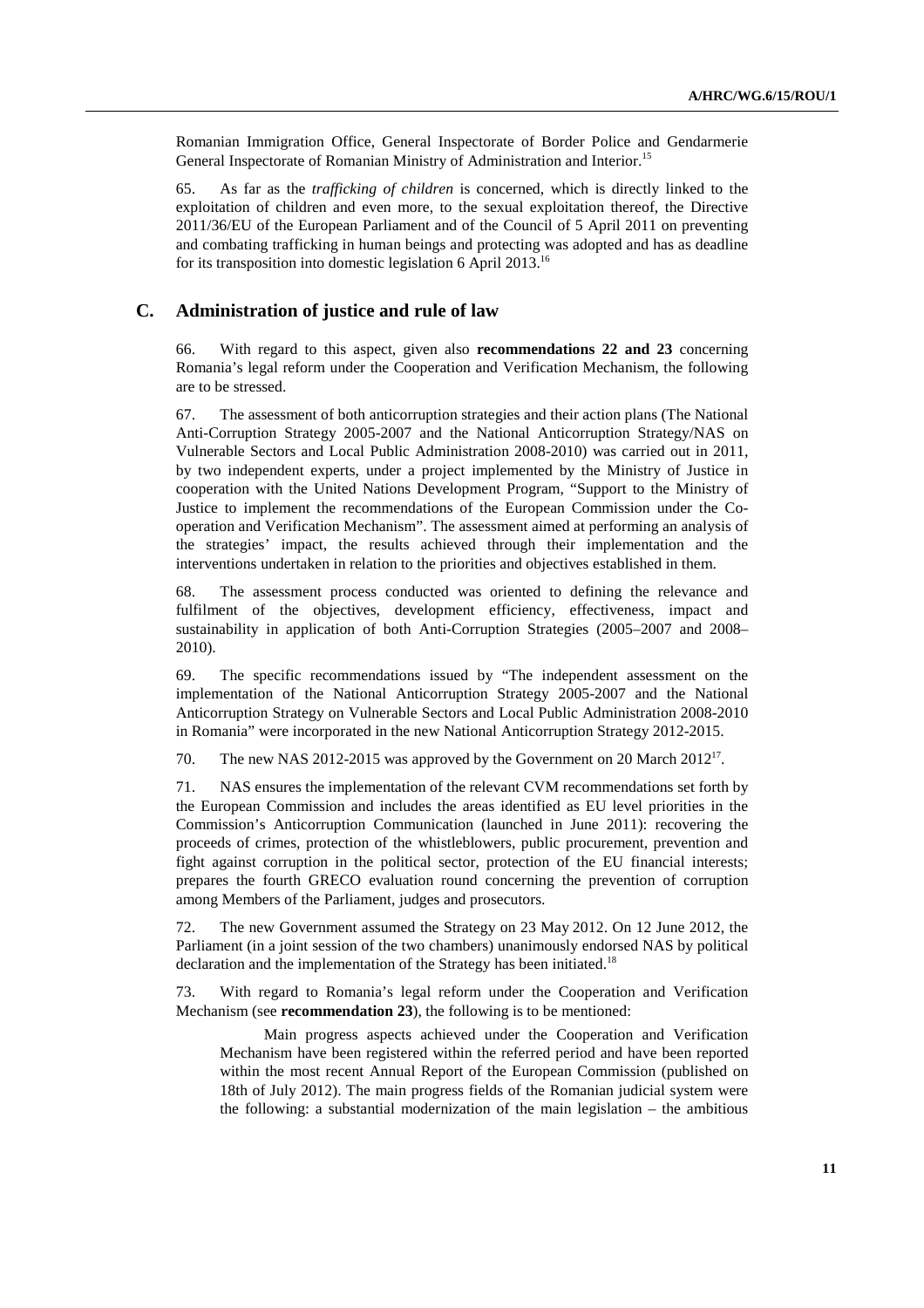Romanian Immigration Office, General Inspectorate of Border Police and Gendarmerie General Inspectorate of Romanian Ministry of Administration and Interior.[15]

65. As far as the *trafficking of children* is concerned, which is directly linked to the exploitation of children and even more, to the sexual exploitation thereof, the Directive 2011/36/EU of the European Parliament and of the Council of 5 April 2011 on preventing and combating trafficking in human beings and protecting was adopted and has as deadline for its transposition into domestic legislation 6 April 2013.[16]

## C. Administration of justice and rule of law

66. With regard to this aspect, given also **recommendations 22 and 23** concerning Romania's legal reform under the Cooperation and Verification Mechanism, the following are to be stressed.

67. The assessment of both anticorruption strategies and their action plans (The National Anti-Corruption Strategy 2005-2007 and the National Anticorruption Strategy/NAS on Vulnerable Sectors and Local Public Administration 2008-2010) was carried out in 2011, by two independent experts, under a project implemented by the Ministry of Justice in cooperation with the United Nations Development Program, "Support to the Ministry of Justice to implement the recommendations of the European Commission under the Co-operation and Verification Mechanism". The assessment aimed at performing an analysis of the strategies' impact, the results achieved through their implementation and the interventions undertaken in relation to the priorities and objectives established in them.

68. The assessment process conducted was oriented to defining the relevance and fulfilment of the objectives, development efficiency, effectiveness, impact and sustainability in application of both Anti-Corruption Strategies (2005–2007 and 2008–2010).

69. The specific recommendations issued by "The independent assessment on the implementation of the National Anticorruption Strategy 2005-2007 and the National Anticorruption Strategy on Vulnerable Sectors and Local Public Administration 2008-2010 in Romania" were incorporated in the new National Anticorruption Strategy 2012-2015.

70. The new NAS 2012-2015 was approved by the Government on 20 March 2012[17].

71. NAS ensures the implementation of the relevant CVM recommendations set forth by the European Commission and includes the areas identified as EU level priorities in the Commission's Anticorruption Communication (launched in June 2011): recovering the proceeds of crimes, protection of the whistleblowers, public procurement, prevention and fight against corruption in the political sector, protection of the EU financial interests; prepares the fourth GRECO evaluation round concerning the prevention of corruption among Members of the Parliament, judges and prosecutors.

72. The new Government assumed the Strategy on 23 May 2012. On 12 June 2012, the Parliament (in a joint session of the two chambers) unanimously endorsed NAS by political declaration and the implementation of the Strategy has been initiated.[18]

73. With regard to Romania's legal reform under the Cooperation and Verification Mechanism (see **recommendation 23**), the following is to be mentioned:

Main progress aspects achieved under the Cooperation and Verification Mechanism have been registered within the referred period and have been reported within the most recent Annual Report of the European Commission (published on 18th of July 2012). The main progress fields of the Romanian judicial system were the following: a substantial modernization of the main legislation – the ambitious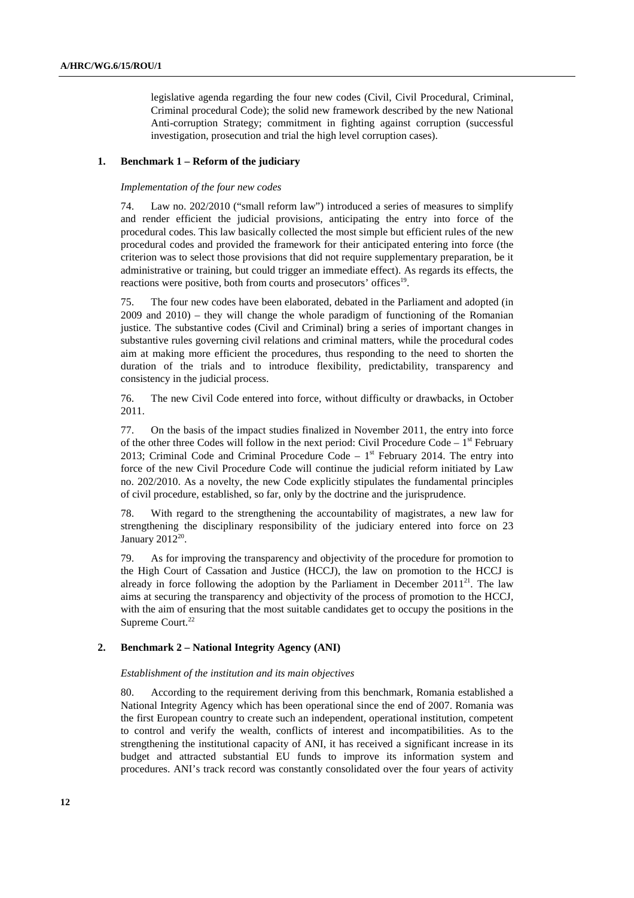legislative agenda regarding the four new codes (Civil, Civil Procedural, Criminal, Criminal procedural Code); the solid new framework described by the new National Anti-corruption Strategy; commitment in fighting against corruption (successful investigation, prosecution and trial the high level corruption cases).

### 1. Benchmark 1 – Reform of the judiciary

*Implementation of the four new codes*

74. Law no. 202/2010 ("small reform law") introduced a series of measures to simplify and render efficient the judicial provisions, anticipating the entry into force of the procedural codes. This law basically collected the most simple but efficient rules of the new procedural codes and provided the framework for their anticipated entering into force (the criterion was to select those provisions that did not require supplementary preparation, be it administrative or training, but could trigger an immediate effect). As regards its effects, the reactions were positive, both from courts and prosecutors' offices[19].

75. The four new codes have been elaborated, debated in the Parliament and adopted (in 2009 and 2010) – they will change the whole paradigm of functioning of the Romanian justice. The substantive codes (Civil and Criminal) bring a series of important changes in substantive rules governing civil relations and criminal matters, while the procedural codes aim at making more efficient the procedures, thus responding to the need to shorten the duration of the trials and to introduce flexibility, predictability, transparency and consistency in the judicial process.

76. The new Civil Code entered into force, without difficulty or drawbacks, in October 2011.

77. On the basis of the impact studies finalized in November 2011, the entry into force of the other three Codes will follow in the next period: Civil Procedure Code – 1st February 2013; Criminal Code and Criminal Procedure Code – 1st February 2014. The entry into force of the new Civil Procedure Code will continue the judicial reform initiated by Law no. 202/2010. As a novelty, the new Code explicitly stipulates the fundamental principles of civil procedure, established, so far, only by the doctrine and the jurisprudence.

78. With regard to the strengthening the accountability of magistrates, a new law for strengthening the disciplinary responsibility of the judiciary entered into force on 23 January 2012[20].

79. As for improving the transparency and objectivity of the procedure for promotion to the High Court of Cassation and Justice (HCCJ), the law on promotion to the HCCJ is already in force following the adoption by the Parliament in December 2011[21]. The law aims at securing the transparency and objectivity of the process of promotion to the HCCJ, with the aim of ensuring that the most suitable candidates get to occupy the positions in the Supreme Court.[22]

### 2. Benchmark 2 – National Integrity Agency (ANI)

*Establishment of the institution and its main objectives*

80. According to the requirement deriving from this benchmark, Romania established a National Integrity Agency which has been operational since the end of 2007. Romania was the first European country to create such an independent, operational institution, competent to control and verify the wealth, conflicts of interest and incompatibilities. As to the strengthening the institutional capacity of ANI, it has received a significant increase in its budget and attracted substantial EU funds to improve its information system and procedures. ANI's track record was constantly consolidated over the four years of activity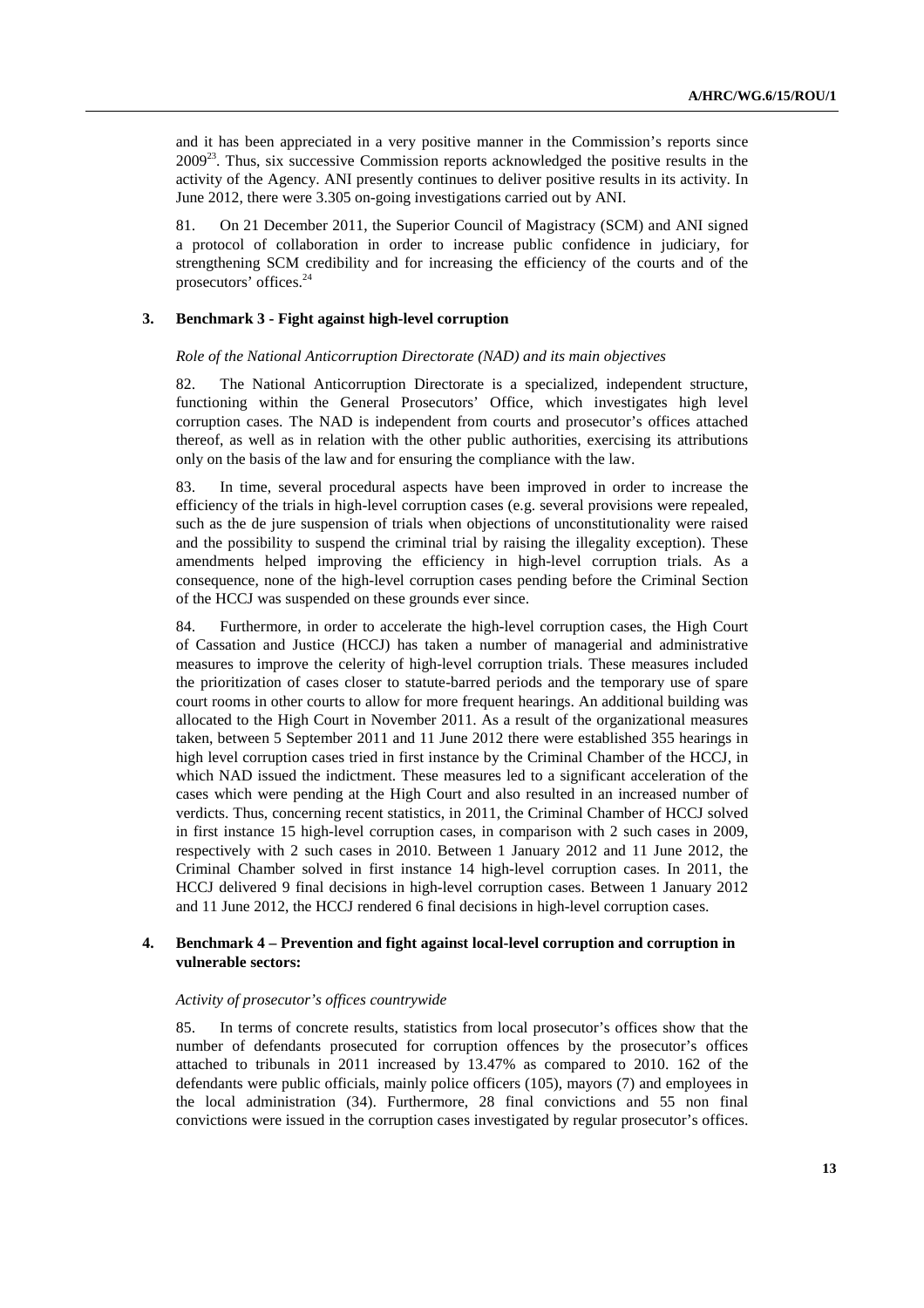and it has been appreciated in a very positive manner in the Commission's reports since 2009[23]. Thus, six successive Commission reports acknowledged the positive results in the activity of the Agency. ANI presently continues to deliver positive results in its activity. In June 2012, there were 3.305 on-going investigations carried out by ANI.

81. On 21 December 2011, the Superior Council of Magistracy (SCM) and ANI signed a protocol of collaboration in order to increase public confidence in judiciary, for strengthening SCM credibility and for increasing the efficiency of the courts and of the prosecutors' offices.[24]

### 3. Benchmark 3 - Fight against high-level corruption

*Role of the National Anticorruption Directorate (NAD) and its main objectives*

82. The National Anticorruption Directorate is a specialized, independent structure, functioning within the General Prosecutors' Office, which investigates high level corruption cases. The NAD is independent from courts and prosecutor's offices attached thereof, as well as in relation with the other public authorities, exercising its attributions only on the basis of the law and for ensuring the compliance with the law.

83. In time, several procedural aspects have been improved in order to increase the efficiency of the trials in high-level corruption cases (e.g. several provisions were repealed, such as the de jure suspension of trials when objections of unconstitutionality were raised and the possibility to suspend the criminal trial by raising the illegality exception). These amendments helped improving the efficiency in high-level corruption trials. As a consequence, none of the high-level corruption cases pending before the Criminal Section of the HCCJ was suspended on these grounds ever since.

84. Furthermore, in order to accelerate the high-level corruption cases, the High Court of Cassation and Justice (HCCJ) has taken a number of managerial and administrative measures to improve the celerity of high-level corruption trials. These measures included the prioritization of cases closer to statute-barred periods and the temporary use of spare court rooms in other courts to allow for more frequent hearings. An additional building was allocated to the High Court in November 2011. As a result of the organizational measures taken, between 5 September 2011 and 11 June 2012 there were established 355 hearings in high level corruption cases tried in first instance by the Criminal Chamber of the HCCJ, in which NAD issued the indictment. These measures led to a significant acceleration of the cases which were pending at the High Court and also resulted in an increased number of verdicts. Thus, concerning recent statistics, in 2011, the Criminal Chamber of HCCJ solved in first instance 15 high-level corruption cases, in comparison with 2 such cases in 2009, respectively with 2 such cases in 2010. Between 1 January 2012 and 11 June 2012, the Criminal Chamber solved in first instance 14 high-level corruption cases. In 2011, the HCCJ delivered 9 final decisions in high-level corruption cases. Between 1 January 2012 and 11 June 2012, the HCCJ rendered 6 final decisions in high-level corruption cases.

### 4. Benchmark 4 – Prevention and fight against local-level corruption and corruption in vulnerable sectors:

*Activity of prosecutor's offices countrywide*

85. In terms of concrete results, statistics from local prosecutor's offices show that the number of defendants prosecuted for corruption offences by the prosecutor's offices attached to tribunals in 2011 increased by 13.47% as compared to 2010. 162 of the defendants were public officials, mainly police officers (105), mayors (7) and employees in the local administration (34). Furthermore, 28 final convictions and 55 non final convictions were issued in the corruption cases investigated by regular prosecutor's offices.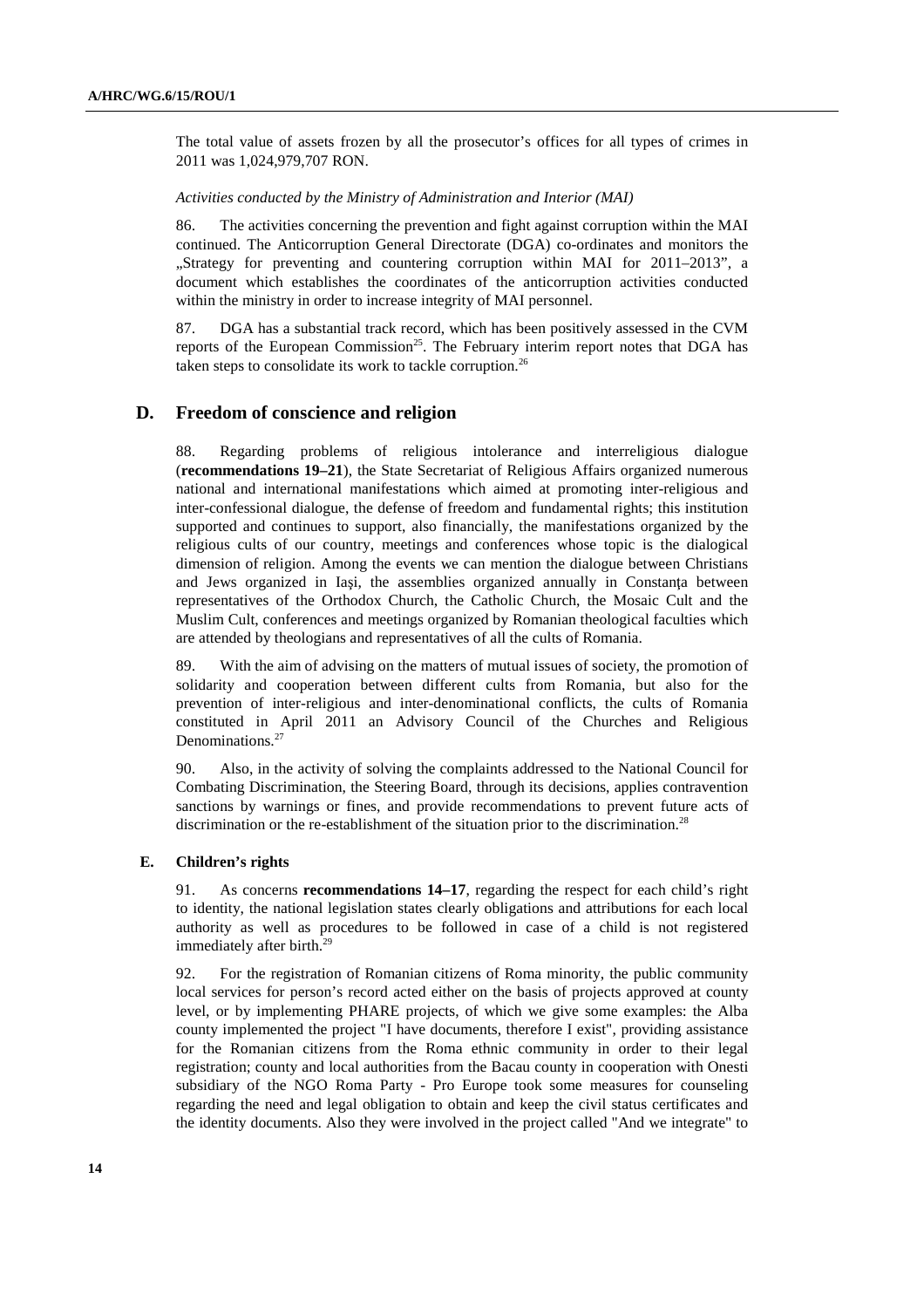The total value of assets frozen by all the prosecutor's offices for all types of crimes in 2011 was 1,024,979,707 RON.

*Activities conducted by the Ministry of Administration and Interior (MAI)*

86. The activities concerning the prevention and fight against corruption within the MAI continued. The Anticorruption General Directorate (DGA) co-ordinates and monitors the „Strategy for preventing and countering corruption within MAI for 2011–2013", a document which establishes the coordinates of the anticorruption activities conducted within the ministry in order to increase integrity of MAI personnel.

87. DGA has a substantial track record, which has been positively assessed in the CVM reports of the European Commission[25]. The February interim report notes that DGA has taken steps to consolidate its work to tackle corruption.[26]

## D. Freedom of conscience and religion

88. Regarding problems of religious intolerance and interreligious dialogue (**recommendations 19–21**), the State Secretariat of Religious Affairs organized numerous national and international manifestations which aimed at promoting inter-religious and inter-confessional dialogue, the defense of freedom and fundamental rights; this institution supported and continues to support, also financially, the manifestations organized by the religious cults of our country, meetings and conferences whose topic is the dialogical dimension of religion. Among the events we can mention the dialogue between Christians and Jews organized in Iaşi, the assemblies organized annually in Constanţa between representatives of the Orthodox Church, the Catholic Church, the Mosaic Cult and the Muslim Cult, conferences and meetings organized by Romanian theological faculties which are attended by theologians and representatives of all the cults of Romania.

89. With the aim of advising on the matters of mutual issues of society, the promotion of solidarity and cooperation between different cults from Romania, but also for the prevention of inter-religious and inter-denominational conflicts, the cults of Romania constituted in April 2011 an Advisory Council of the Churches and Religious Denominations.[27]

90. Also, in the activity of solving the complaints addressed to the National Council for Combating Discrimination, the Steering Board, through its decisions, applies contravention sanctions by warnings or fines, and provide recommendations to prevent future acts of discrimination or the re-establishment of the situation prior to the discrimination.[28]

### E. Children's rights

91. As concerns **recommendations 14–17**, regarding the respect for each child's right to identity, the national legislation states clearly obligations and attributions for each local authority as well as procedures to be followed in case of a child is not registered immediately after birth.[29]

92. For the registration of Romanian citizens of Roma minority, the public community local services for person's record acted either on the basis of projects approved at county level, or by implementing PHARE projects, of which we give some examples: the Alba county implemented the project "I have documents, therefore I exist", providing assistance for the Romanian citizens from the Roma ethnic community in order to their legal registration; county and local authorities from the Bacau county in cooperation with Onesti subsidiary of the NGO Roma Party - Pro Europe took some measures for counseling regarding the need and legal obligation to obtain and keep the civil status certificates and the identity documents. Also they were involved in the project called "And we integrate" to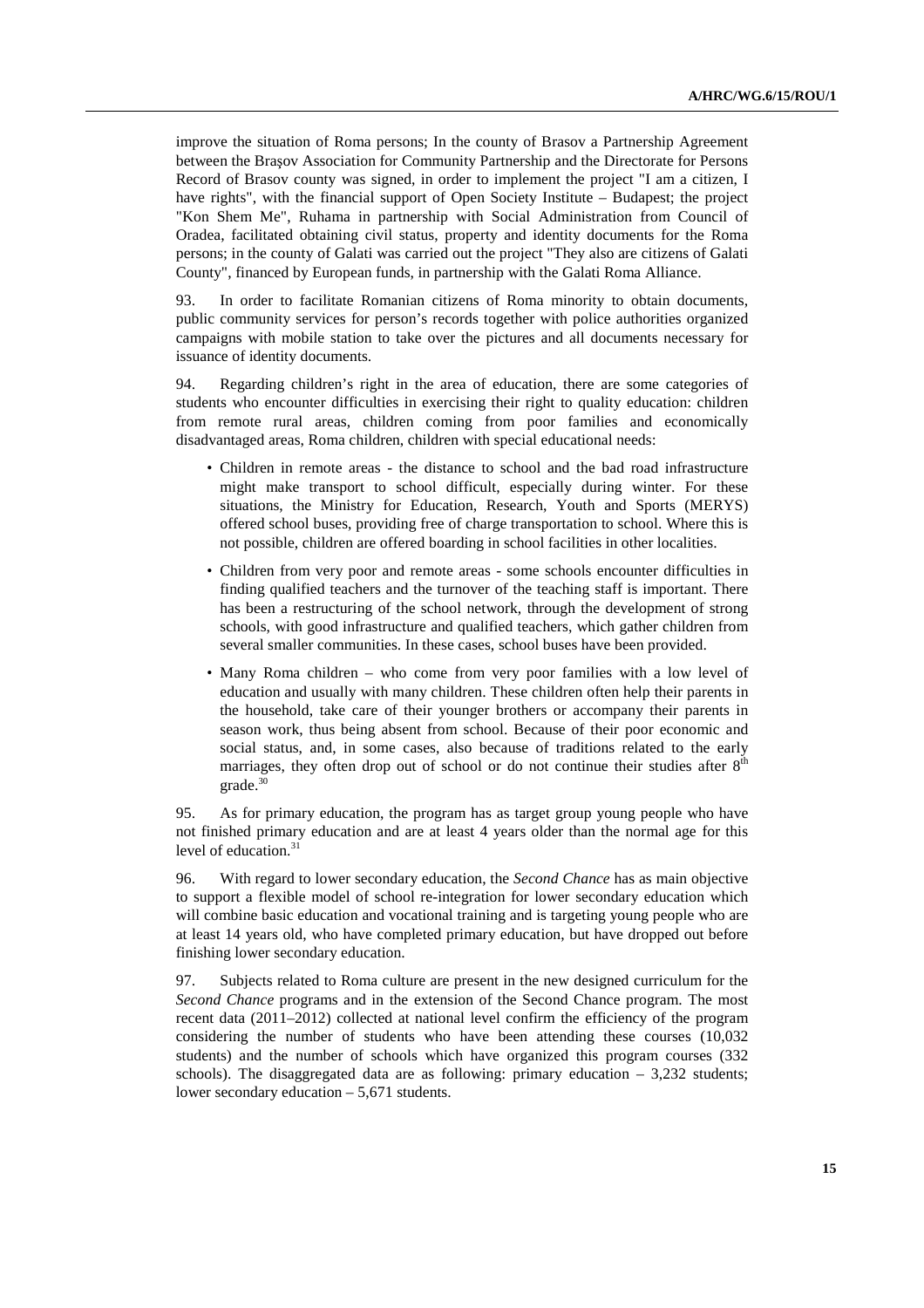improve the situation of Roma persons; In the county of Brasov a Partnership Agreement between the Braşov Association for Community Partnership and the Directorate for Persons Record of Brasov county was signed, in order to implement the project "I am a citizen, I have rights", with the financial support of Open Society Institute – Budapest; the project "Kon Shem Me", Ruhama in partnership with Social Administration from Council of Oradea, facilitated obtaining civil status, property and identity documents for the Roma persons; in the county of Galati was carried out the project "They also are citizens of Galati County", financed by European funds, in partnership with the Galati Roma Alliance.

93. In order to facilitate Romanian citizens of Roma minority to obtain documents, public community services for person's records together with police authorities organized campaigns with mobile station to take over the pictures and all documents necessary for issuance of identity documents.

94. Regarding children's right in the area of education, there are some categories of students who encounter difficulties in exercising their right to quality education: children from remote rural areas, children coming from poor families and economically disadvantaged areas, Roma children, children with special educational needs:

- Children in remote areas - the distance to school and the bad road infrastructure might make transport to school difficult, especially during winter. For these situations, the Ministry for Education, Research, Youth and Sports (MERYS) offered school buses, providing free of charge transportation to school. Where this is not possible, children are offered boarding in school facilities in other localities.
- Children from very poor and remote areas - some schools encounter difficulties in finding qualified teachers and the turnover of the teaching staff is important. There has been a restructuring of the school network, through the development of strong schools, with good infrastructure and qualified teachers, which gather children from several smaller communities. In these cases, school buses have been provided.
- Many Roma children – who come from very poor families with a low level of education and usually with many children. These children often help their parents in the household, take care of their younger brothers or accompany their parents in season work, thus being absent from school. Because of their poor economic and social status, and, in some cases, also because of traditions related to the early marriages, they often drop out of school or do not continue their studies after 8th grade.[30]

95. As for primary education, the program has as target group young people who have not finished primary education and are at least 4 years older than the normal age for this level of education.[31]

96. With regard to lower secondary education, the *Second Chance* has as main objective to support a flexible model of school re-integration for lower secondary education which will combine basic education and vocational training and is targeting young people who are at least 14 years old, who have completed primary education, but have dropped out before finishing lower secondary education.

97. Subjects related to Roma culture are present in the new designed curriculum for the *Second Chance* programs and in the extension of the Second Chance program. The most recent data (2011–2012) collected at national level confirm the efficiency of the program considering the number of students who have been attending these courses (10,032 students) and the number of schools which have organized this program courses (332 schools). The disaggregated data are as following: primary education – 3,232 students; lower secondary education – 5,671 students.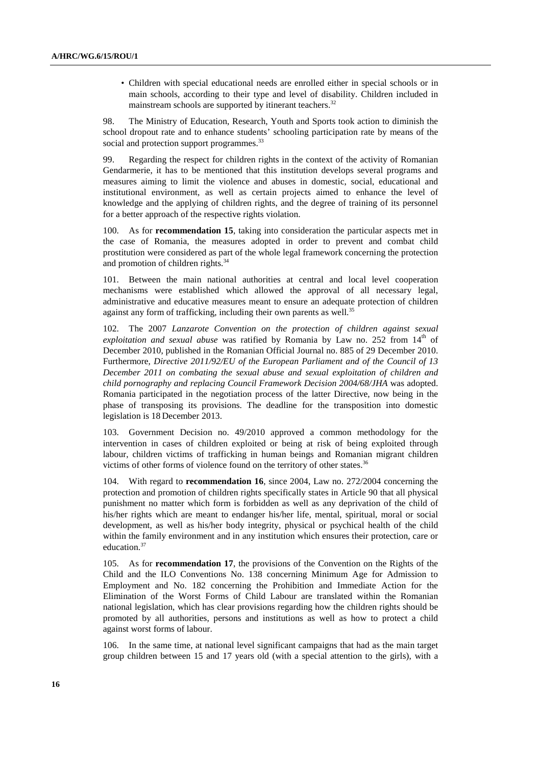- Children with special educational needs are enrolled either in special schools or in main schools, according to their type and level of disability. Children included in mainstream schools are supported by itinerant teachers.[32]

98. The Ministry of Education, Research, Youth and Sports took action to diminish the school dropout rate and to enhance students' schooling participation rate by means of the social and protection support programmes.[33]

99. Regarding the respect for children rights in the context of the activity of Romanian Gendarmerie, it has to be mentioned that this institution develops several programs and measures aiming to limit the violence and abuses in domestic, social, educational and institutional environment, as well as certain projects aimed to enhance the level of knowledge and the applying of children rights, and the degree of training of its personnel for a better approach of the respective rights violation.

100. As for **recommendation 15**, taking into consideration the particular aspects met in the case of Romania, the measures adopted in order to prevent and combat child prostitution were considered as part of the whole legal framework concerning the protection and promotion of children rights.[34]

101. Between the main national authorities at central and local level cooperation mechanisms were established which allowed the approval of all necessary legal, administrative and educative measures meant to ensure an adequate protection of children against any form of trafficking, including their own parents as well.[35]

102. The 2007 *Lanzarote Convention on the protection of children against sexual exploitation and sexual abuse* was ratified by Romania by Law no. 252 from 14[th] of December 2010, published in the Romanian Official Journal no. 885 of 29 December 2010. Furthermore, *Directive 2011/92/EU of the European Parliament and of the Council of 13 December 2011 on combating the sexual abuse and sexual exploitation of children and child pornography and replacing Council Framework Decision 2004/68/JHA* was adopted. Romania participated in the negotiation process of the latter Directive, now being in the phase of transposing its provisions. The deadline for the transposition into domestic legislation is 18 December 2013.

103. Government Decision no. 49/2010 approved a common methodology for the intervention in cases of children exploited or being at risk of being exploited through labour, children victims of trafficking in human beings and Romanian migrant children victims of other forms of violence found on the territory of other states.[36]

104. With regard to **recommendation 16**, since 2004, Law no. 272/2004 concerning the protection and promotion of children rights specifically states in Article 90 that all physical punishment no matter which form is forbidden as well as any deprivation of the child of his/her rights which are meant to endanger his/her life, mental, spiritual, moral or social development, as well as his/her body integrity, physical or psychical health of the child within the family environment and in any institution which ensures their protection, care or education.[37]

105. As for **recommendation 17**, the provisions of the Convention on the Rights of the Child and the ILO Conventions No. 138 concerning Minimum Age for Admission to Employment and No. 182 concerning the Prohibition and Immediate Action for the Elimination of the Worst Forms of Child Labour are translated within the Romanian national legislation, which has clear provisions regarding how the children rights should be promoted by all authorities, persons and institutions as well as how to protect a child against worst forms of labour.

106. In the same time, at national level significant campaigns that had as the main target group children between 15 and 17 years old (with a special attention to the girls), with a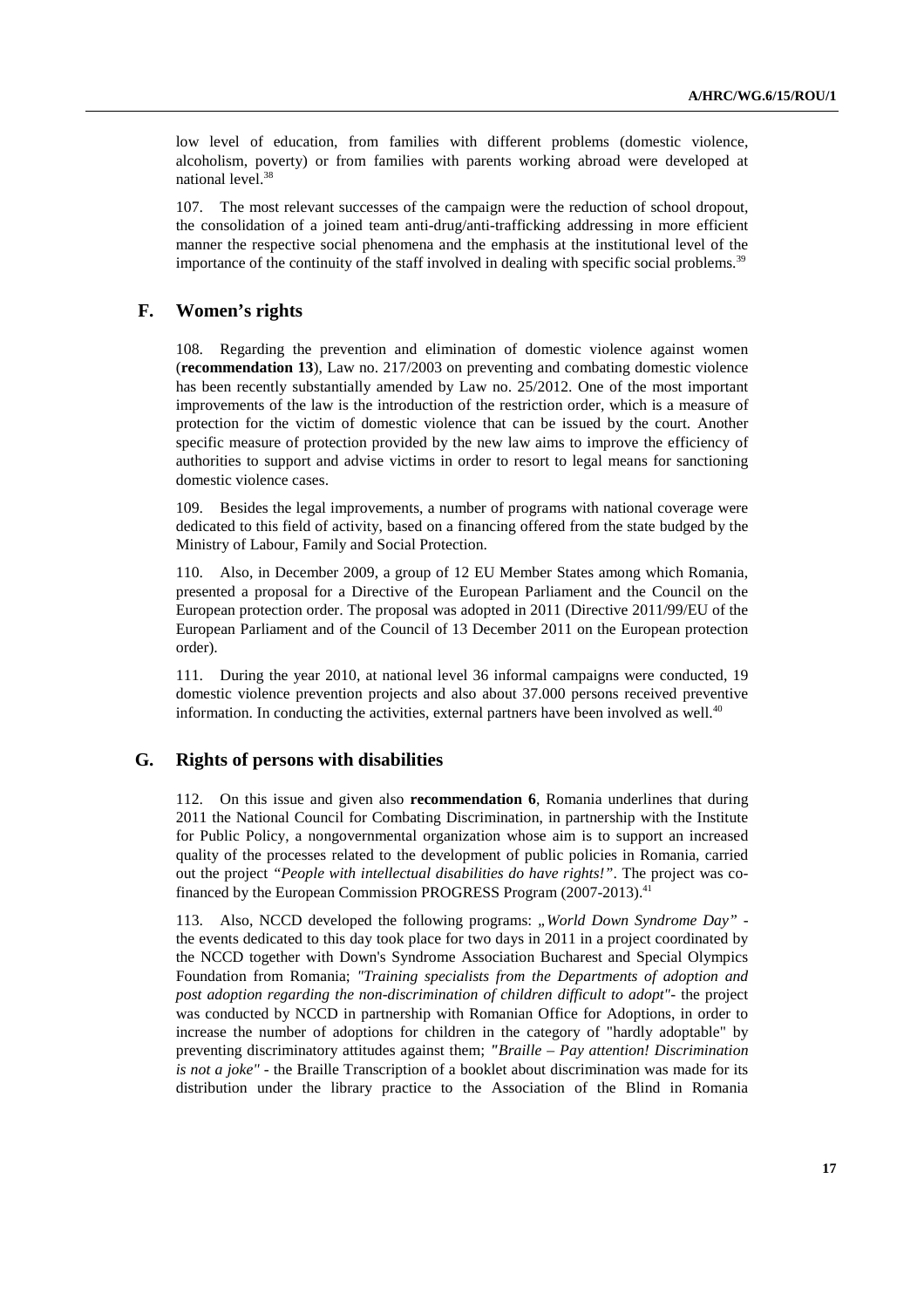low level of education, from families with different problems (domestic violence, alcoholism, poverty) or from families with parents working abroad were developed at national level.[38]

107. The most relevant successes of the campaign were the reduction of school dropout, the consolidation of a joined team anti-drug/anti-trafficking addressing in more efficient manner the respective social phenomena and the emphasis at the institutional level of the importance of the continuity of the staff involved in dealing with specific social problems.[39]

## F. Women's rights

108. Regarding the prevention and elimination of domestic violence against women (**recommendation 13**), Law no. 217/2003 on preventing and combating domestic violence has been recently substantially amended by Law no. 25/2012. One of the most important improvements of the law is the introduction of the restriction order, which is a measure of protection for the victim of domestic violence that can be issued by the court. Another specific measure of protection provided by the new law aims to improve the efficiency of authorities to support and advise victims in order to resort to legal means for sanctioning domestic violence cases.

109. Besides the legal improvements, a number of programs with national coverage were dedicated to this field of activity, based on a financing offered from the state budged by the Ministry of Labour, Family and Social Protection.

110. Also, in December 2009, a group of 12 EU Member States among which Romania, presented a proposal for a Directive of the European Parliament and the Council on the European protection order. The proposal was adopted in 2011 (Directive 2011/99/EU of the European Parliament and of the Council of 13 December 2011 on the European protection order).

111. During the year 2010, at national level 36 informal campaigns were conducted, 19 domestic violence prevention projects and also about 37.000 persons received preventive information. In conducting the activities, external partners have been involved as well.[40]

## G. Rights of persons with disabilities

112. On this issue and given also **recommendation 6**, Romania underlines that during 2011 the National Council for Combating Discrimination, in partnership with the Institute for Public Policy, a nongovernmental organization whose aim is to support an increased quality of the processes related to the development of public policies in Romania, carried out the project *"People with intellectual disabilities do have rights!"*. The project was co-financed by the European Commission PROGRESS Program (2007-2013).[41]

113. Also, NCCD developed the following programs: *„World Down Syndrome Day"* - the events dedicated to this day took place for two days in 2011 in a project coordinated by the NCCD together with Down's Syndrome Association Bucharest and Special Olympics Foundation from Romania; *"Training specialists from the Departments of adoption and post adoption regarding the non-discrimination of children difficult to adopt"*- the project was conducted by NCCD in partnership with Romanian Office for Adoptions, in order to increase the number of adoptions for children in the category of "hardly adoptable" by preventing discriminatory attitudes against them; *"Braille – Pay attention! Discrimination is not a joke"* - the Braille Transcription of a booklet about discrimination was made for its distribution under the library practice to the Association of the Blind in Romania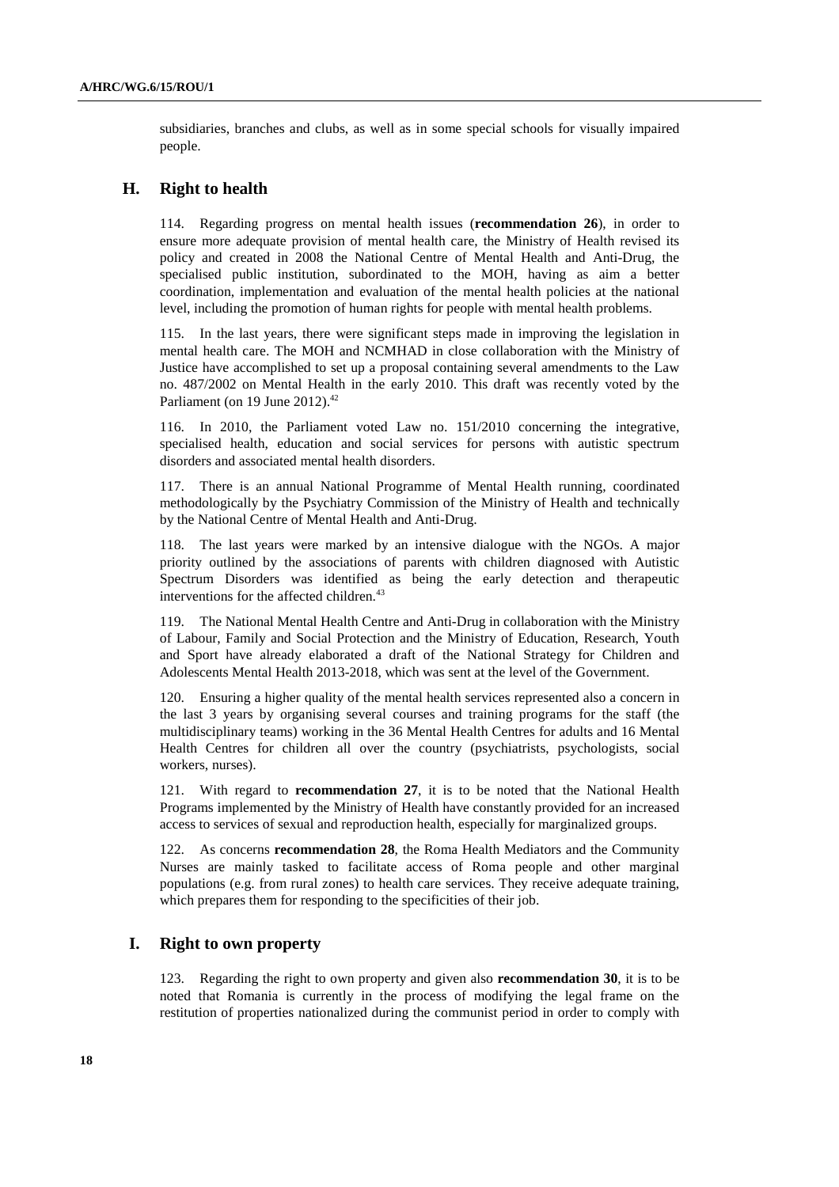subsidiaries, branches and clubs, as well as in some special schools for visually impaired people.

## H. Right to health

114. Regarding progress on mental health issues (**recommendation 26**), in order to ensure more adequate provision of mental health care, the Ministry of Health revised its policy and created in 2008 the National Centre of Mental Health and Anti-Drug, the specialised public institution, subordinated to the MOH, having as aim a better coordination, implementation and evaluation of the mental health policies at the national level, including the promotion of human rights for people with mental health problems.

115. In the last years, there were significant steps made in improving the legislation in mental health care. The MOH and NCMHAD in close collaboration with the Ministry of Justice have accomplished to set up a proposal containing several amendments to the Law no. 487/2002 on Mental Health in the early 2010. This draft was recently voted by the Parliament (on 19 June 2012).[42]

116. In 2010, the Parliament voted Law no. 151/2010 concerning the integrative, specialised health, education and social services for persons with autistic spectrum disorders and associated mental health disorders.

117. There is an annual National Programme of Mental Health running, coordinated methodologically by the Psychiatry Commission of the Ministry of Health and technically by the National Centre of Mental Health and Anti-Drug.

118. The last years were marked by an intensive dialogue with the NGOs. A major priority outlined by the associations of parents with children diagnosed with Autistic Spectrum Disorders was identified as being the early detection and therapeutic interventions for the affected children.[43]

119. The National Mental Health Centre and Anti-Drug in collaboration with the Ministry of Labour, Family and Social Protection and the Ministry of Education, Research, Youth and Sport have already elaborated a draft of the National Strategy for Children and Adolescents Mental Health 2013-2018, which was sent at the level of the Government.

120. Ensuring a higher quality of the mental health services represented also a concern in the last 3 years by organising several courses and training programs for the staff (the multidisciplinary teams) working in the 36 Mental Health Centres for adults and 16 Mental Health Centres for children all over the country (psychiatrists, psychologists, social workers, nurses).

121. With regard to **recommendation 27**, it is to be noted that the National Health Programs implemented by the Ministry of Health have constantly provided for an increased access to services of sexual and reproduction health, especially for marginalized groups.

122. As concerns **recommendation 28**, the Roma Health Mediators and the Community Nurses are mainly tasked to facilitate access of Roma people and other marginal populations (e.g. from rural zones) to health care services. They receive adequate training, which prepares them for responding to the specificities of their job.

## I. Right to own property

123. Regarding the right to own property and given also **recommendation 30**, it is to be noted that Romania is currently in the process of modifying the legal frame on the restitution of properties nationalized during the communist period in order to comply with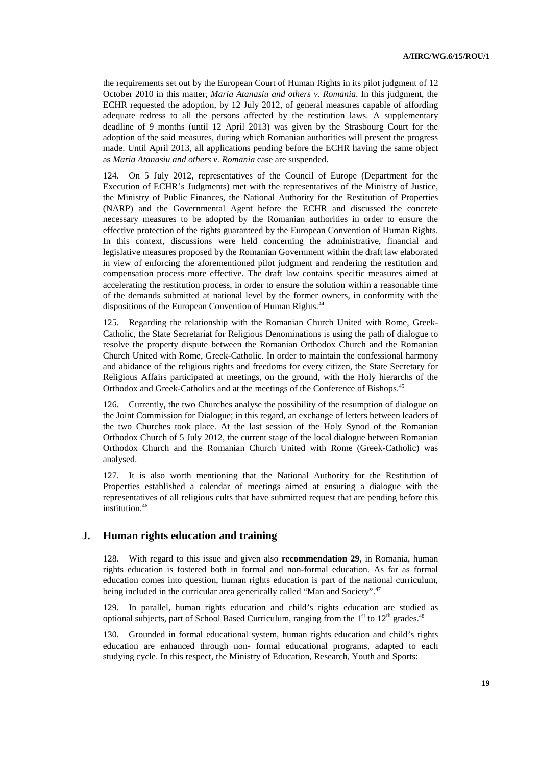the requirements set out by the European Court of Human Rights in its pilot judgment of 12 October 2010 in this matter, *Maria Atanasiu and others v. Romania*. In this judgment, the ECHR requested the adoption, by 12 July 2012, of general measures capable of affording adequate redress to all the persons affected by the restitution laws. A supplementary deadline of 9 months (until 12 April 2013) was given by the Strasbourg Court for the adoption of the said measures, during which Romanian authorities will present the progress made. Until April 2013, all applications pending before the ECHR having the same object as *Maria Atanasiu and others v. Romania* case are suspended.

124. On 5 July 2012, representatives of the Council of Europe (Department for the Execution of ECHR's Judgments) met with the representatives of the Ministry of Justice, the Ministry of Public Finances, the National Authority for the Restitution of Properties (NARP) and the Governmental Agent before the ECHR and discussed the concrete necessary measures to be adopted by the Romanian authorities in order to ensure the effective protection of the rights guaranteed by the European Convention of Human Rights. In this context, discussions were held concerning the administrative, financial and legislative measures proposed by the Romanian Government within the draft law elaborated in view of enforcing the aforementioned pilot judgment and rendering the restitution and compensation process more effective. The draft law contains specific measures aimed at accelerating the restitution process, in order to ensure the solution within a reasonable time of the demands submitted at national level by the former owners, in conformity with the dispositions of the European Convention of Human Rights.[44]

125. Regarding the relationship with the Romanian Church United with Rome, Greek-Catholic, the State Secretariat for Religious Denominations is using the path of dialogue to resolve the property dispute between the Romanian Orthodox Church and the Romanian Church United with Rome, Greek-Catholic. In order to maintain the confessional harmony and abidance of the religious rights and freedoms for every citizen, the State Secretary for Religious Affairs participated at meetings, on the ground, with the Holy hierarchs of the Orthodox and Greek-Catholics and at the meetings of the Conference of Bishops.[45]

126. Currently, the two Churches analyse the possibility of the resumption of dialogue on the Joint Commission for Dialogue; in this regard, an exchange of letters between leaders of the two Churches took place. At the last session of the Holy Synod of the Romanian Orthodox Church of 5 July 2012, the current stage of the local dialogue between Romanian Orthodox Church and the Romanian Church United with Rome (Greek-Catholic) was analysed.

127. It is also worth mentioning that the National Authority for the Restitution of Properties established a calendar of meetings aimed at ensuring a dialogue with the representatives of all religious cults that have submitted request that are pending before this institution.[46]

## J. Human rights education and training

128. With regard to this issue and given also **recommendation 29**, in Romania, human rights education is fostered both in formal and non-formal education. As far as formal education comes into question, human rights education is part of the national curriculum, being included in the curricular area generically called "Man and Society".[47]

129. In parallel, human rights education and child's rights education are studied as optional subjects, part of School Based Curriculum, ranging from the 1st to 12th grades.[48]

130. Grounded in formal educational system, human rights education and child's rights education are enhanced through non- formal educational programs, adapted to each studying cycle. In this respect, the Ministry of Education, Research, Youth and Sports: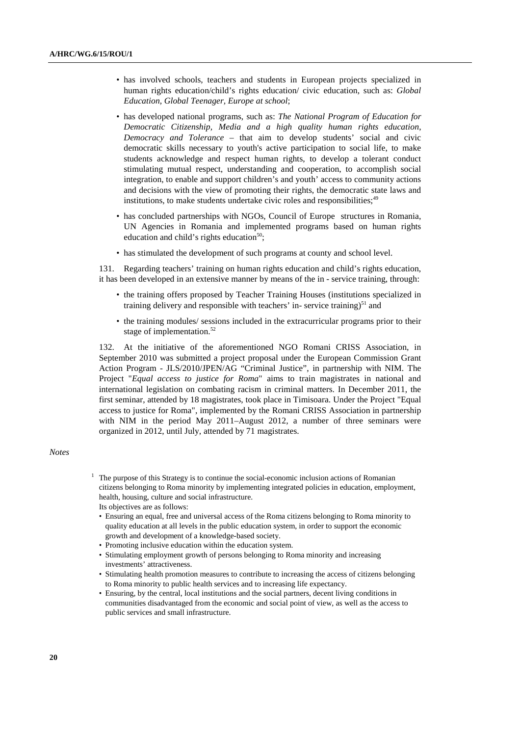- has involved schools, teachers and students in European projects specialized in human rights education/child's rights education/ civic education, such as: *Global Education, Global Teenager, Europe at school*;
- has developed national programs, such as: *The National Program of Education for Democratic Citizenship, Media and a high quality human rights education, Democracy and Tolerance* – that aim to develop students' social and civic democratic skills necessary to youth's active participation to social life, to make students acknowledge and respect human rights, to develop a tolerant conduct stimulating mutual respect, understanding and cooperation, to accomplish social integration, to enable and support children's and youth' access to community actions and decisions with the view of promoting their rights, the democratic state laws and institutions, to make students undertake civic roles and responsibilities;[49]
- has concluded partnerships with NGOs, Council of Europe structures in Romania, UN Agencies in Romania and implemented programs based on human rights education and child's rights education[50];
- has stimulated the development of such programs at county and school level.

131. Regarding teachers' training on human rights education and child's rights education, it has been developed in an extensive manner by means of the in - service training, through:

- the training offers proposed by Teacher Training Houses (institutions specialized in training delivery and responsible with teachers' in- service training)[51] and
- the training modules/ sessions included in the extracurricular programs prior to their stage of implementation.[52]

132. At the initiative of the aforementioned NGO Romani CRISS Association, in September 2010 was submitted a project proposal under the European Commission Grant Action Program - JLS/2010/JPEN/AG "Criminal Justice", in partnership with NIM. The Project "*Equal access to justice for Roma*" aims to train magistrates in national and international legislation on combating racism in criminal matters. In December 2011, the first seminar, attended by 18 magistrates, took place in Timisoara. Under the Project "Equal access to justice for Roma", implemented by the Romani CRISS Association in partnership with NIM in the period May 2011–August 2012, a number of three seminars were organized in 2012, until July, attended by 71 magistrates.

*Notes*

[1] The purpose of this Strategy is to continue the social-economic inclusion actions of Romanian citizens belonging to Roma minority by implementing integrated policies in education, employment, health, housing, culture and social infrastructure.
Its objectives are as follows:

- Ensuring an equal, free and universal access of the Roma citizens belonging to Roma minority to quality education at all levels in the public education system, in order to support the economic growth and development of a knowledge-based society.
- Promoting inclusive education within the education system.
- Stimulating employment growth of persons belonging to Roma minority and increasing investments' attractiveness.
- Stimulating health promotion measures to contribute to increasing the access of citizens belonging to Roma minority to public health services and to increasing life expectancy.
- Ensuring, by the central, local institutions and the social partners, decent living conditions in communities disadvantaged from the economic and social point of view, as well as the access to public services and small infrastructure.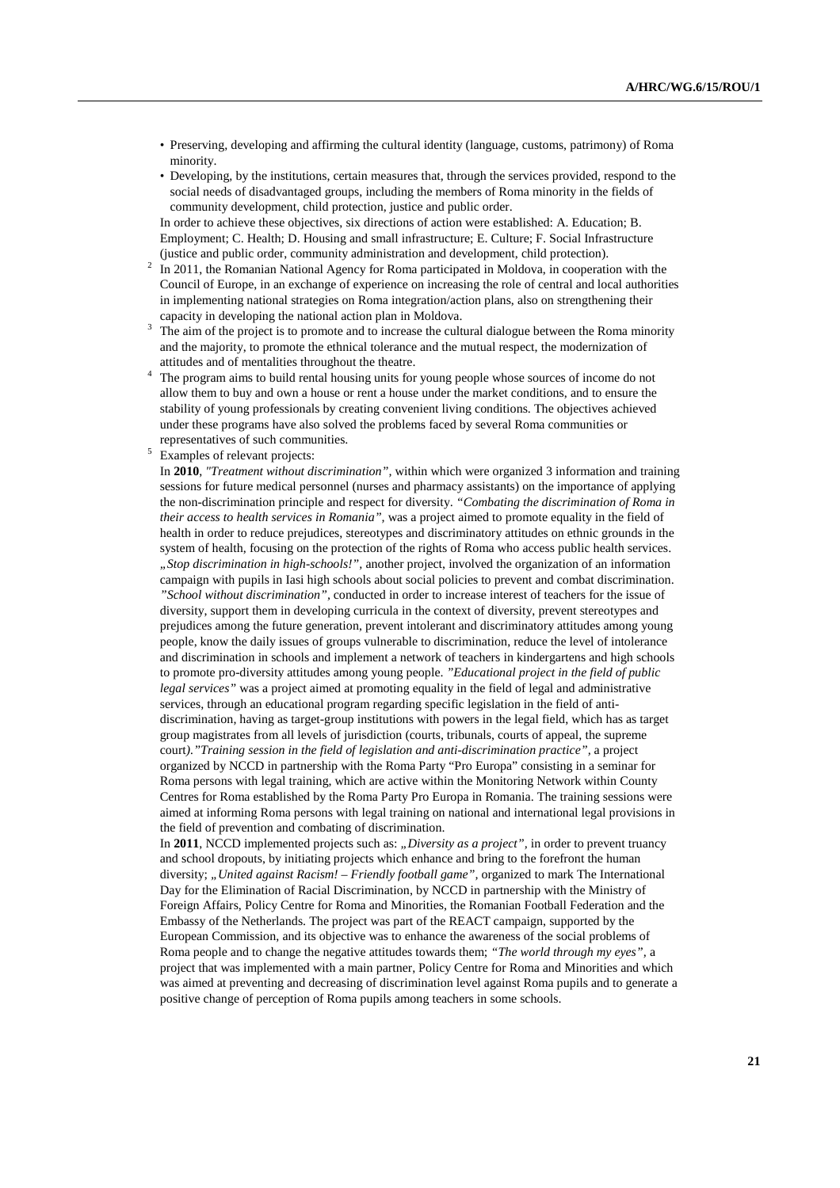- Preserving, developing and affirming the cultural identity (language, customs, patrimony) of Roma minority.
- Developing, by the institutions, certain measures that, through the services provided, respond to the social needs of disadvantaged groups, including the members of Roma minority in the fields of community development, child protection, justice and public order.

In order to achieve these objectives, six directions of action were established: A. Education; B. Employment; C. Health; D. Housing and small infrastructure; E. Culture; F. Social Infrastructure (justice and public order, community administration and development, child protection).

[2] In 2011, the Romanian National Agency for Roma participated in Moldova, in cooperation with the Council of Europe, in an exchange of experience on increasing the role of central and local authorities in implementing national strategies on Roma integration/action plans, also on strengthening their capacity in developing the national action plan in Moldova.

[3] The aim of the project is to promote and to increase the cultural dialogue between the Roma minority and the majority, to promote the ethnical tolerance and the mutual respect, the modernization of attitudes and of mentalities throughout the theatre.

[4] The program aims to build rental housing units for young people whose sources of income do not allow them to buy and own a house or rent a house under the market conditions, and to ensure the stability of young professionals by creating convenient living conditions. The objectives achieved under these programs have also solved the problems faced by several Roma communities or representatives of such communities.

[5] Examples of relevant projects:

In **2010**, *"Treatment without discrimination"*, within which were organized 3 information and training sessions for future medical personnel (nurses and pharmacy assistants) on the importance of applying the non-discrimination principle and respect for diversity. *"Combating the discrimination of Roma in their access to health services in Romania"*, was a project aimed to promote equality in the field of health in order to reduce prejudices, stereotypes and discriminatory attitudes on ethnic grounds in the system of health, focusing on the protection of the rights of Roma who access public health services. *„Stop discrimination in high-schools!"*, another project, involved the organization of an information campaign with pupils in Iasi high schools about social policies to prevent and combat discrimination. *"School without discrimination"*, conducted in order to increase interest of teachers for the issue of diversity, support them in developing curricula in the context of diversity, prevent stereotypes and prejudices among the future generation, prevent intolerant and discriminatory attitudes among young people, know the daily issues of groups vulnerable to discrimination, reduce the level of intolerance and discrimination in schools and implement a network of teachers in kindergartens and high schools to promote pro-diversity attitudes among young people. *"Educational project in the field of public legal services"* was a project aimed at promoting equality in the field of legal and administrative services, through an educational program regarding specific legislation in the field of anti-discrimination, having as target-group institutions with powers in the legal field, which has as target group magistrates from all levels of jurisdiction (courts, tribunals, courts of appeal, the supreme court*)."Training session in the field of legislation and anti-discrimination practice"*, a project organized by NCCD in partnership with the Roma Party "Pro Europa" consisting in a seminar for Roma persons with legal training, which are active within the Monitoring Network within County Centres for Roma established by the Roma Party Pro Europa in Romania. The training sessions were aimed at informing Roma persons with legal training on national and international legal provisions in the field of prevention and combating of discrimination.

In **2011**, NCCD implemented projects such as: *„Diversity as a project"*, in order to prevent truancy and school dropouts, by initiating projects which enhance and bring to the forefront the human diversity; *„United against Racism! – Friendly football game"*, organized to mark The International Day for the Elimination of Racial Discrimination, by NCCD in partnership with the Ministry of Foreign Affairs, Policy Centre for Roma and Minorities, the Romanian Football Federation and the Embassy of the Netherlands. The project was part of the REACT campaign, supported by the European Commission, and its objective was to enhance the awareness of the social problems of Roma people and to change the negative attitudes towards them; *"The world through my eyes"*, a project that was implemented with a main partner, Policy Centre for Roma and Minorities and which was aimed at preventing and decreasing of discrimination level against Roma pupils and to generate a positive change of perception of Roma pupils among teachers in some schools.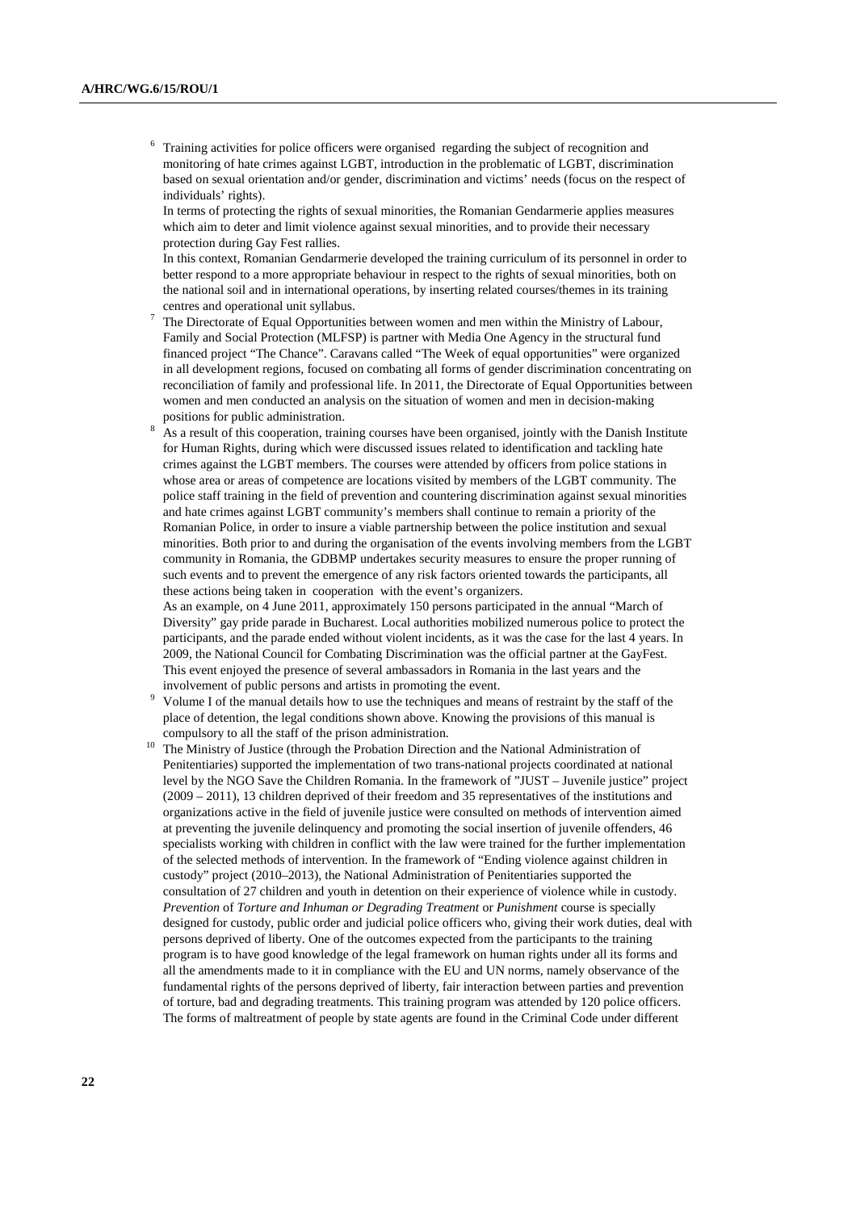[6] Training activities for police officers were organised regarding the subject of recognition and monitoring of hate crimes against LGBT, introduction in the problematic of LGBT, discrimination based on sexual orientation and/or gender, discrimination and victims' needs (focus on the respect of individuals' rights).

In terms of protecting the rights of sexual minorities, the Romanian Gendarmerie applies measures which aim to deter and limit violence against sexual minorities, and to provide their necessary protection during Gay Fest rallies.

In this context, Romanian Gendarmerie developed the training curriculum of its personnel in order to better respond to a more appropriate behaviour in respect to the rights of sexual minorities, both on the national soil and in international operations, by inserting related courses/themes in its training centres and operational unit syllabus.

[7] The Directorate of Equal Opportunities between women and men within the Ministry of Labour, Family and Social Protection (MLFSP) is partner with Media One Agency in the structural fund financed project "The Chance". Caravans called "The Week of equal opportunities" were organized in all development regions, focused on combating all forms of gender discrimination concentrating on reconciliation of family and professional life. In 2011, the Directorate of Equal Opportunities between women and men conducted an analysis on the situation of women and men in decision-making positions for public administration.

[8] As a result of this cooperation, training courses have been organised, jointly with the Danish Institute for Human Rights, during which were discussed issues related to identification and tackling hate crimes against the LGBT members. The courses were attended by officers from police stations in whose area or areas of competence are locations visited by members of the LGBT community. The police staff training in the field of prevention and countering discrimination against sexual minorities and hate crimes against LGBT community's members shall continue to remain a priority of the Romanian Police, in order to insure a viable partnership between the police institution and sexual minorities. Both prior to and during the organisation of the events involving members from the LGBT community in Romania, the GDBMP undertakes security measures to ensure the proper running of such events and to prevent the emergence of any risk factors oriented towards the participants, all these actions being taken in cooperation with the event's organizers.

As an example, on 4 June 2011, approximately 150 persons participated in the annual "March of Diversity" gay pride parade in Bucharest. Local authorities mobilized numerous police to protect the participants, and the parade ended without violent incidents, as it was the case for the last 4 years. In 2009, the National Council for Combating Discrimination was the official partner at the GayFest. This event enjoyed the presence of several ambassadors in Romania in the last years and the involvement of public persons and artists in promoting the event.

[9] Volume I of the manual details how to use the techniques and means of restraint by the staff of the place of detention, the legal conditions shown above. Knowing the provisions of this manual is compulsory to all the staff of the prison administration.

[10] The Ministry of Justice (through the Probation Direction and the National Administration of Penitentiaries) supported the implementation of two trans-national projects coordinated at national level by the NGO Save the Children Romania. In the framework of "JUST – Juvenile justice" project (2009 – 2011), 13 children deprived of their freedom and 35 representatives of the institutions and organizations active in the field of juvenile justice were consulted on methods of intervention aimed at preventing the juvenile delinquency and promoting the social insertion of juvenile offenders, 46 specialists working with children in conflict with the law were trained for the further implementation of the selected methods of intervention. In the framework of "Ending violence against children in custody" project (2010–2013), the National Administration of Penitentiaries supported the consultation of 27 children and youth in detention on their experience of violence while in custody. *Prevention* of *Torture and Inhuman or Degrading Treatment* or *Punishment* course is specially designed for custody, public order and judicial police officers who, giving their work duties, deal with persons deprived of liberty. One of the outcomes expected from the participants to the training program is to have good knowledge of the legal framework on human rights under all its forms and all the amendments made to it in compliance with the EU and UN norms, namely observance of the fundamental rights of the persons deprived of liberty, fair interaction between parties and prevention of torture, bad and degrading treatments. This training program was attended by 120 police officers. The forms of maltreatment of people by state agents are found in the Criminal Code under different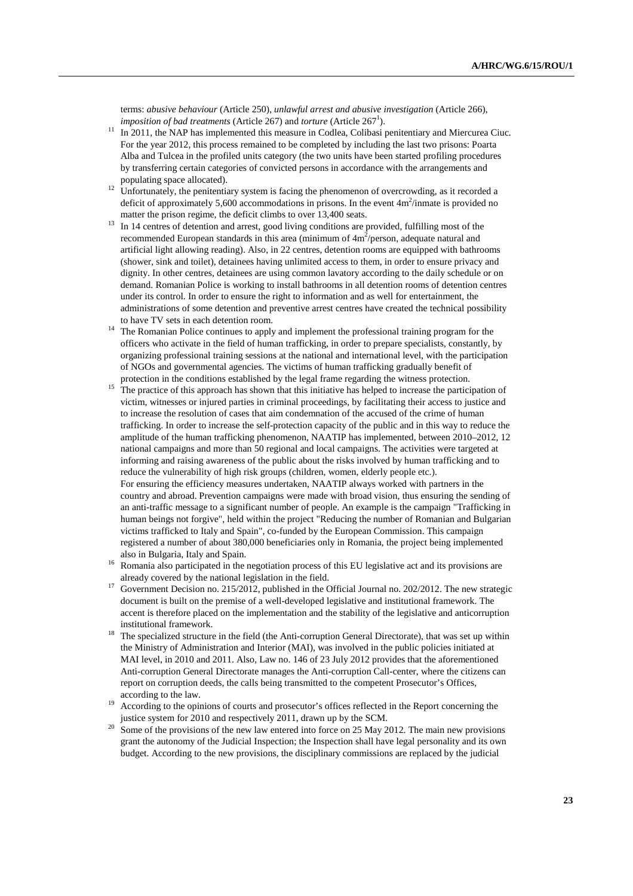terms: *abusive behaviour* (Article 250), *unlawful arrest and abusive investigation* (Article 266), *imposition of bad treatments* (Article 267) and *torture* (Article 267[1]).

[11] In 2011, the NAP has implemented this measure in Codlea, Colibasi penitentiary and Miercurea Ciuc. For the year 2012, this process remained to be completed by including the last two prisons: Poarta Alba and Tulcea in the profiled units category (the two units have been started profiling procedures by transferring certain categories of convicted persons in accordance with the arrangements and populating space allocated).

[12] Unfortunately, the penitentiary system is facing the phenomenon of overcrowding, as it recorded a deficit of approximately 5,600 accommodations in prisons. In the event $4m^2$/inmate is provided no matter the prison regime, the deficit climbs to over 13,400 seats.

[13] In 14 centres of detention and arrest, good living conditions are provided, fulfilling most of the recommended European standards in this area (minimum of $4m^2$/person, adequate natural and artificial light allowing reading). Also, in 22 centres, detention rooms are equipped with bathrooms (shower, sink and toilet), detainees having unlimited access to them, in order to ensure privacy and dignity. In other centres, detainees are using common lavatory according to the daily schedule or on demand. Romanian Police is working to install bathrooms in all detention rooms of detention centres under its control. In order to ensure the right to information and as well for entertainment, the administrations of some detention and preventive arrest centres have created the technical possibility to have TV sets in each detention room.

[14] The Romanian Police continues to apply and implement the professional training program for the officers who activate in the field of human trafficking, in order to prepare specialists, constantly, by organizing professional training sessions at the national and international level, with the participation of NGOs and governmental agencies. The victims of human trafficking gradually benefit of protection in the conditions established by the legal frame regarding the witness protection.

[15] The practice of this approach has shown that this initiative has helped to increase the participation of victim, witnesses or injured parties in criminal proceedings, by facilitating their access to justice and to increase the resolution of cases that aim condemnation of the accused of the crime of human trafficking. In order to increase the self-protection capacity of the public and in this way to reduce the amplitude of the human trafficking phenomenon, NAATIP has implemented, between 2010–2012, 12 national campaigns and more than 50 regional and local campaigns. The activities were targeted at informing and raising awareness of the public about the risks involved by human trafficking and to reduce the vulnerability of high risk groups (children, women, elderly people etc.).
For ensuring the efficiency measures undertaken, NAATIP always worked with partners in the country and abroad. Prevention campaigns were made with broad vision, thus ensuring the sending of an anti-traffic message to a significant number of people. An example is the campaign "Trafficking in human beings not forgive", held within the project "Reducing the number of Romanian and Bulgarian victims trafficked to Italy and Spain", co-funded by the European Commission. This campaign registered a number of about 380,000 beneficiaries only in Romania, the project being implemented also in Bulgaria, Italy and Spain.

[16] Romania also participated in the negotiation process of this EU legislative act and its provisions are already covered by the national legislation in the field.

[17] Government Decision no. 215/2012, published in the Official Journal no. 202/2012. The new strategic document is built on the premise of a well-developed legislative and institutional framework. The accent is therefore placed on the implementation and the stability of the legislative and anticorruption institutional framework.

[18] The specialized structure in the field (the Anti-corruption General Directorate), that was set up within the Ministry of Administration and Interior (MAI), was involved in the public policies initiated at MAI level, in 2010 and 2011. Also, Law no. 146 of 23 July 2012 provides that the aforementioned Anti-corruption General Directorate manages the Anti-corruption Call-center, where the citizens can report on corruption deeds, the calls being transmitted to the competent Prosecutor's Offices, according to the law.

[19] According to the opinions of courts and prosecutor's offices reflected in the Report concerning the justice system for 2010 and respectively 2011, drawn up by the SCM.

[20] Some of the provisions of the new law entered into force on 25 May 2012. The main new provisions grant the autonomy of the Judicial Inspection; the Inspection shall have legal personality and its own budget. According to the new provisions, the disciplinary commissions are replaced by the judicial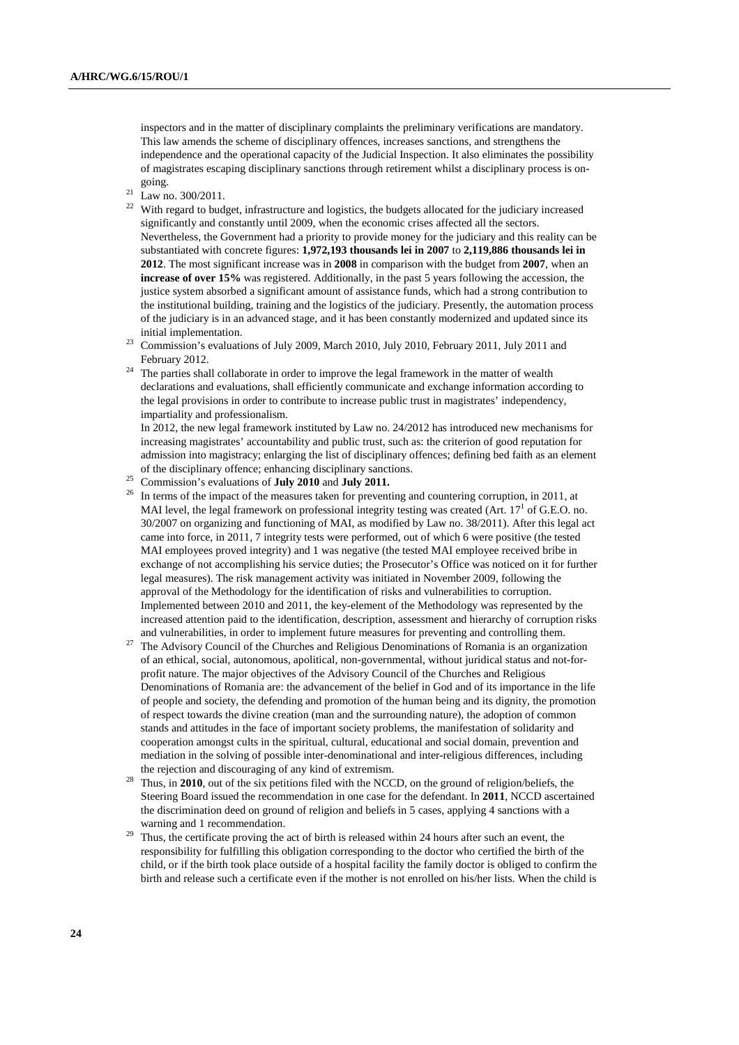inspectors and in the matter of disciplinary complaints the preliminary verifications are mandatory. This law amends the scheme of disciplinary offences, increases sanctions, and strengthens the independence and the operational capacity of the Judicial Inspection. It also eliminates the possibility of magistrates escaping disciplinary sanctions through retirement whilst a disciplinary process is on-going.

[21] Law no. 300/2011.

[22] With regard to budget, infrastructure and logistics, the budgets allocated for the judiciary increased significantly and constantly until 2009, when the economic crises affected all the sectors. Nevertheless, the Government had a priority to provide money for the judiciary and this reality can be substantiated with concrete figures: **1,972,193 thousands lei in 2007** to **2,119,886 thousands lei in 2012**. The most significant increase was in **2008** in comparison with the budget from **2007**, when an **increase of over 15%** was registered. Additionally, in the past 5 years following the accession, the justice system absorbed a significant amount of assistance funds, which had a strong contribution to the institutional building, training and the logistics of the judiciary. Presently, the automation process of the judiciary is in an advanced stage, and it has been constantly modernized and updated since its initial implementation.

[23] Commission's evaluations of July 2009, March 2010, July 2010, February 2011, July 2011 and February 2012.

[24] The parties shall collaborate in order to improve the legal framework in the matter of wealth declarations and evaluations, shall efficiently communicate and exchange information according to the legal provisions in order to contribute to increase public trust in magistrates' independency, impartiality and professionalism.

In 2012, the new legal framework instituted by Law no. 24/2012 has introduced new mechanisms for increasing magistrates' accountability and public trust, such as: the criterion of good reputation for admission into magistracy; enlarging the list of disciplinary offences; defining bed faith as an element of the disciplinary offence; enhancing disciplinary sanctions.

[25] Commission's evaluations of **July 2010** and **July 2011.**

[26] In terms of the impact of the measures taken for preventing and countering corruption, in 2011, at MAI level, the legal framework on professional integrity testing was created (Art. 17[1] of G.E.O. no. 30/2007 on organizing and functioning of MAI, as modified by Law no. 38/2011). After this legal act came into force, in 2011, 7 integrity tests were performed, out of which 6 were positive (the tested MAI employees proved integrity) and 1 was negative (the tested MAI employee received bribe in exchange of not accomplishing his service duties; the Prosecutor's Office was noticed on it for further legal measures). The risk management activity was initiated in November 2009, following the approval of the Methodology for the identification of risks and vulnerabilities to corruption. Implemented between 2010 and 2011, the key-element of the Methodology was represented by the increased attention paid to the identification, description, assessment and hierarchy of corruption risks and vulnerabilities, in order to implement future measures for preventing and controlling them.

[27] The Advisory Council of the Churches and Religious Denominations of Romania is an organization of an ethical, social, autonomous, apolitical, non-governmental, without juridical status and not-for-profit nature. The major objectives of the Advisory Council of the Churches and Religious Denominations of Romania are: the advancement of the belief in God and of its importance in the life of people and society, the defending and promotion of the human being and its dignity, the promotion of respect towards the divine creation (man and the surrounding nature), the adoption of common stands and attitudes in the face of important society problems, the manifestation of solidarity and cooperation amongst cults in the spiritual, cultural, educational and social domain, prevention and mediation in the solving of possible inter-denominational and inter-religious differences, including the rejection and discouraging of any kind of extremism.

[28] Thus, in **2010**, out of the six petitions filed with the NCCD, on the ground of religion/beliefs, the Steering Board issued the recommendation in one case for the defendant. In **2011**, NCCD ascertained the discrimination deed on ground of religion and beliefs in 5 cases, applying 4 sanctions with a warning and 1 recommendation.

[29] Thus, the certificate proving the act of birth is released within 24 hours after such an event, the responsibility for fulfilling this obligation corresponding to the doctor who certified the birth of the child, or if the birth took place outside of a hospital facility the family doctor is obliged to confirm the birth and release such a certificate even if the mother is not enrolled on his/her lists. When the child is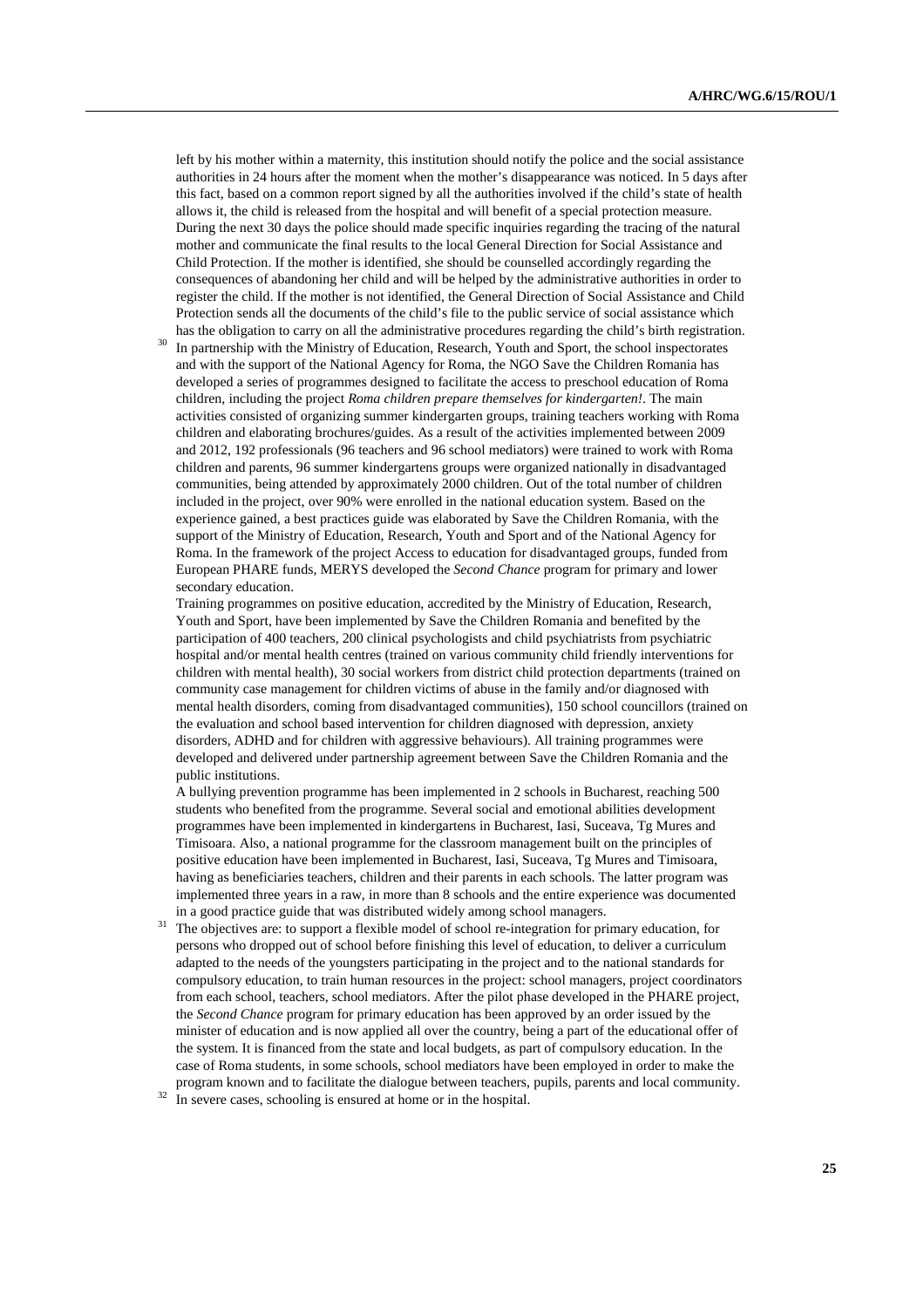left by his mother within a maternity, this institution should notify the police and the social assistance authorities in 24 hours after the moment when the mother's disappearance was noticed. In 5 days after this fact, based on a common report signed by all the authorities involved if the child's state of health allows it, the child is released from the hospital and will benefit of a special protection measure. During the next 30 days the police should made specific inquiries regarding the tracing of the natural mother and communicate the final results to the local General Direction for Social Assistance and Child Protection. If the mother is identified, she should be counselled accordingly regarding the consequences of abandoning her child and will be helped by the administrative authorities in order to register the child. If the mother is not identified, the General Direction of Social Assistance and Child Protection sends all the documents of the child's file to the public service of social assistance which has the obligation to carry on all the administrative procedures regarding the child's birth registration.

[30] In partnership with the Ministry of Education, Research, Youth and Sport, the school inspectorates and with the support of the National Agency for Roma, the NGO Save the Children Romania has developed a series of programmes designed to facilitate the access to preschool education of Roma children, including the project *Roma children prepare themselves for kindergarten!*. The main activities consisted of organizing summer kindergarten groups, training teachers working with Roma children and elaborating brochures/guides. As a result of the activities implemented between 2009 and 2012, 192 professionals (96 teachers and 96 school mediators) were trained to work with Roma children and parents, 96 summer kindergartens groups were organized nationally in disadvantaged communities, being attended by approximately 2000 children. Out of the total number of children included in the project, over 90% were enrolled in the national education system. Based on the experience gained, a best practices guide was elaborated by Save the Children Romania, with the support of the Ministry of Education, Research, Youth and Sport and of the National Agency for Roma. In the framework of the project Access to education for disadvantaged groups, funded from European PHARE funds, MERYS developed the *Second Chance* program for primary and lower secondary education.

Training programmes on positive education, accredited by the Ministry of Education, Research, Youth and Sport, have been implemented by Save the Children Romania and benefited by the participation of 400 teachers, 200 clinical psychologists and child psychiatrists from psychiatric hospital and/or mental health centres (trained on various community child friendly interventions for children with mental health), 30 social workers from district child protection departments (trained on community case management for children victims of abuse in the family and/or diagnosed with mental health disorders, coming from disadvantaged communities), 150 school councillors (trained on the evaluation and school based intervention for children diagnosed with depression, anxiety disorders, ADHD and for children with aggressive behaviours). All training programmes were developed and delivered under partnership agreement between Save the Children Romania and the public institutions.

A bullying prevention programme has been implemented in 2 schools in Bucharest, reaching 500 students who benefited from the programme. Several social and emotional abilities development programmes have been implemented in kindergartens in Bucharest, Iasi, Suceava, Tg Mures and Timisoara. Also, a national programme for the classroom management built on the principles of positive education have been implemented in Bucharest, Iasi, Suceava, Tg Mures and Timisoara, having as beneficiaries teachers, children and their parents in each schools. The latter program was implemented three years in a raw, in more than 8 schools and the entire experience was documented in a good practice guide that was distributed widely among school managers.

[31] The objectives are: to support a flexible model of school re-integration for primary education, for persons who dropped out of school before finishing this level of education, to deliver a curriculum adapted to the needs of the youngsters participating in the project and to the national standards for compulsory education, to train human resources in the project: school managers, project coordinators from each school, teachers, school mediators. After the pilot phase developed in the PHARE project, the *Second Chance* program for primary education has been approved by an order issued by the minister of education and is now applied all over the country, being a part of the educational offer of the system. It is financed from the state and local budgets, as part of compulsory education. In the case of Roma students, in some schools, school mediators have been employed in order to make the program known and to facilitate the dialogue between teachers, pupils, parents and local community.

[32] In severe cases, schooling is ensured at home or in the hospital.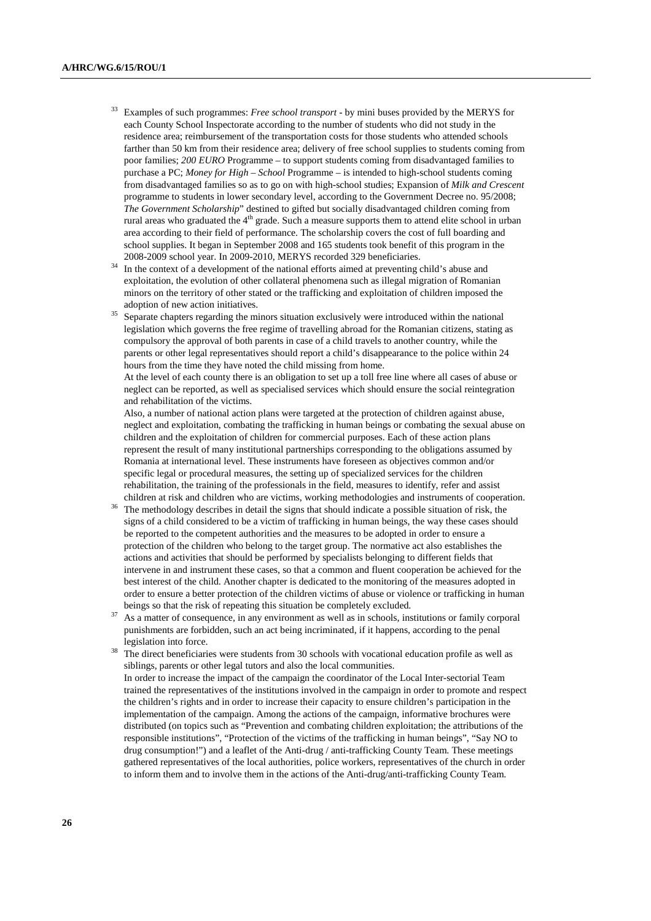[33] Examples of such programmes: *Free school transport* - by mini buses provided by the MERYS for each County School Inspectorate according to the number of students who did not study in the residence area; reimbursement of the transportation costs for those students who attended schools farther than 50 km from their residence area; delivery of free school supplies to students coming from poor families; *200 EURO* Programme – to support students coming from disadvantaged families to purchase a PC; *Money for High – School* Programme – is intended to high-school students coming from disadvantaged families so as to go on with high-school studies; Expansion of *Milk and Crescent* programme to students in lower secondary level, according to the Government Decree no. 95/2008; *The Government Scholarship*" destined to gifted but socially disadvantaged children coming from rural areas who graduated the 4th grade. Such a measure supports them to attend elite school in urban area according to their field of performance. The scholarship covers the cost of full boarding and school supplies. It began in September 2008 and 165 students took benefit of this program in the 2008-2009 school year. In 2009-2010, MERYS recorded 329 beneficiaries.

[34] In the context of a development of the national efforts aimed at preventing child's abuse and exploitation, the evolution of other collateral phenomena such as illegal migration of Romanian minors on the territory of other stated or the trafficking and exploitation of children imposed the adoption of new action initiatives.

[35] Separate chapters regarding the minors situation exclusively were introduced within the national legislation which governs the free regime of travelling abroad for the Romanian citizens, stating as compulsory the approval of both parents in case of a child travels to another country, while the parents or other legal representatives should report a child's disappearance to the police within 24 hours from the time they have noted the child missing from home.
At the level of each county there is an obligation to set up a toll free line where all cases of abuse or neglect can be reported, as well as specialised services which should ensure the social reintegration and rehabilitation of the victims.
Also, a number of national action plans were targeted at the protection of children against abuse, neglect and exploitation, combating the trafficking in human beings or combating the sexual abuse on children and the exploitation of children for commercial purposes. Each of these action plans represent the result of many institutional partnerships corresponding to the obligations assumed by Romania at international level. These instruments have foreseen as objectives common and/or specific legal or procedural measures, the setting up of specialized services for the children rehabilitation, the training of the professionals in the field, measures to identify, refer and assist children at risk and children who are victims, working methodologies and instruments of cooperation.

[36] The methodology describes in detail the signs that should indicate a possible situation of risk, the signs of a child considered to be a victim of trafficking in human beings, the way these cases should be reported to the competent authorities and the measures to be adopted in order to ensure a protection of the children who belong to the target group. The normative act also establishes the actions and activities that should be performed by specialists belonging to different fields that intervene in and instrument these cases, so that a common and fluent cooperation be achieved for the best interest of the child. Another chapter is dedicated to the monitoring of the measures adopted in order to ensure a better protection of the children victims of abuse or violence or trafficking in human beings so that the risk of repeating this situation be completely excluded.

[37] As a matter of consequence, in any environment as well as in schools, institutions or family corporal punishments are forbidden, such an act being incriminated, if it happens, according to the penal legislation into force.

[38] The direct beneficiaries were students from 30 schools with vocational education profile as well as siblings, parents or other legal tutors and also the local communities.
In order to increase the impact of the campaign the coordinator of the Local Inter-sectorial Team trained the representatives of the institutions involved in the campaign in order to promote and respect the children's rights and in order to increase their capacity to ensure children's participation in the implementation of the campaign. Among the actions of the campaign, informative brochures were distributed (on topics such as "Prevention and combating children exploitation; the attributions of the responsible institutions", "Protection of the victims of the trafficking in human beings", "Say NO to drug consumption!") and a leaflet of the Anti-drug / anti-trafficking County Team. These meetings gathered representatives of the local authorities, police workers, representatives of the church in order to inform them and to involve them in the actions of the Anti-drug/anti-trafficking County Team.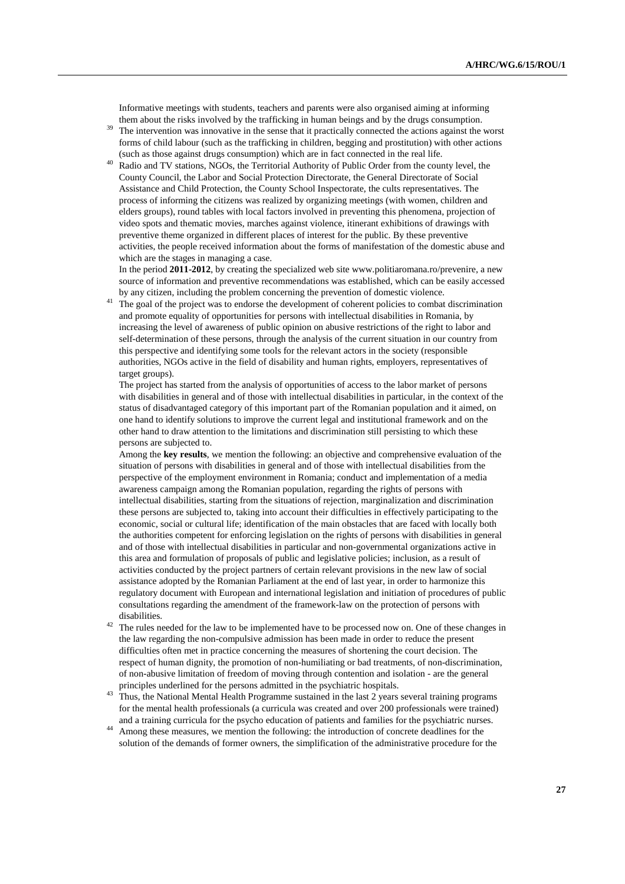Informative meetings with students, teachers and parents were also organised aiming at informing them about the risks involved by the trafficking in human beings and by the drugs consumption.

[39] The intervention was innovative in the sense that it practically connected the actions against the worst forms of child labour (such as the trafficking in children, begging and prostitution) with other actions (such as those against drugs consumption) which are in fact connected in the real life.

[40] Radio and TV stations, NGOs, the Territorial Authority of Public Order from the county level, the County Council, the Labor and Social Protection Directorate, the General Directorate of Social Assistance and Child Protection, the County School Inspectorate, the cults representatives. The process of informing the citizens was realized by organizing meetings (with women, children and elders groups), round tables with local factors involved in preventing this phenomena, projection of video spots and thematic movies, marches against violence, itinerant exhibitions of drawings with preventive theme organized in different places of interest for the public. By these preventive activities, the people received information about the forms of manifestation of the domestic abuse and which are the stages in managing a case.

In the period **2011-2012**, by creating the specialized web site www.politiaromana.ro/prevenire, a new source of information and preventive recommendations was established, which can be easily accessed by any citizen, including the problem concerning the prevention of domestic violence.

[41] The goal of the project was to endorse the development of coherent policies to combat discrimination and promote equality of opportunities for persons with intellectual disabilities in Romania, by increasing the level of awareness of public opinion on abusive restrictions of the right to labor and self-determination of these persons, through the analysis of the current situation in our country from this perspective and identifying some tools for the relevant actors in the society (responsible authorities, NGOs active in the field of disability and human rights, employers, representatives of target groups).

The project has started from the analysis of opportunities of access to the labor market of persons with disabilities in general and of those with intellectual disabilities in particular, in the context of the status of disadvantaged category of this important part of the Romanian population and it aimed, on one hand to identify solutions to improve the current legal and institutional framework and on the other hand to draw attention to the limitations and discrimination still persisting to which these persons are subjected to.

Among the **key results**, we mention the following: an objective and comprehensive evaluation of the situation of persons with disabilities in general and of those with intellectual disabilities from the perspective of the employment environment in Romania; conduct and implementation of a media awareness campaign among the Romanian population, regarding the rights of persons with intellectual disabilities, starting from the situations of rejection, marginalization and discrimination these persons are subjected to, taking into account their difficulties in effectively participating to the economic, social or cultural life; identification of the main obstacles that are faced with locally both the authorities competent for enforcing legislation on the rights of persons with disabilities in general and of those with intellectual disabilities in particular and non-governmental organizations active in this area and formulation of proposals of public and legislative policies; inclusion, as a result of activities conducted by the project partners of certain relevant provisions in the new law of social assistance adopted by the Romanian Parliament at the end of last year, in order to harmonize this regulatory document with European and international legislation and initiation of procedures of public consultations regarding the amendment of the framework-law on the protection of persons with disabilities.

[42] The rules needed for the law to be implemented have to be processed now on. One of these changes in the law regarding the non-compulsive admission has been made in order to reduce the present difficulties often met in practice concerning the measures of shortening the court decision. The respect of human dignity, the promotion of non-humiliating or bad treatments, of non-discrimination, of non-abusive limitation of freedom of moving through contention and isolation - are the general principles underlined for the persons admitted in the psychiatric hospitals.

[43] Thus, the National Mental Health Programme sustained in the last 2 years several training programs for the mental health professionals (a curricula was created and over 200 professionals were trained) and a training curricula for the psycho education of patients and families for the psychiatric nurses.

[44] Among these measures, we mention the following: the introduction of concrete deadlines for the solution of the demands of former owners, the simplification of the administrative procedure for the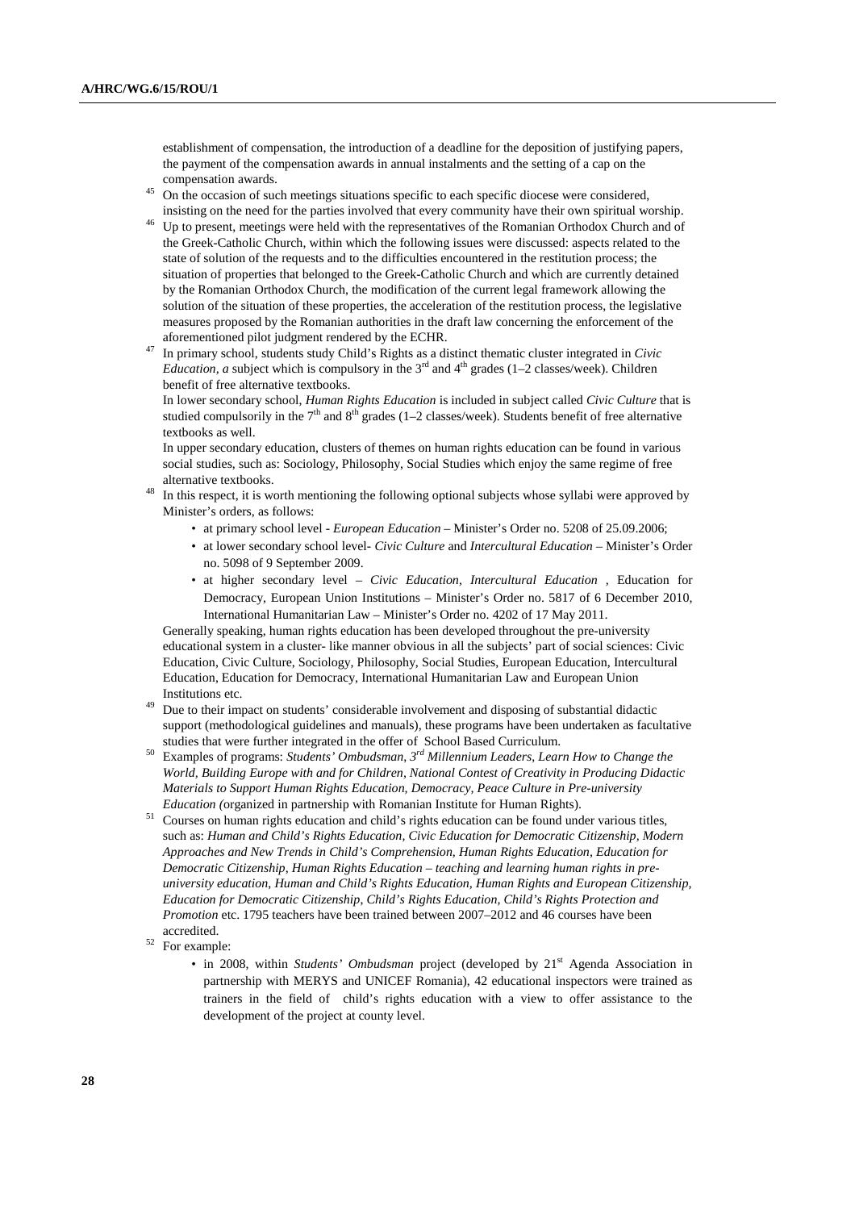establishment of compensation, the introduction of a deadline for the deposition of justifying papers, the payment of the compensation awards in annual instalments and the setting of a cap on the compensation awards.

[45] On the occasion of such meetings situations specific to each specific diocese were considered, insisting on the need for the parties involved that every community have their own spiritual worship.

[46] Up to present, meetings were held with the representatives of the Romanian Orthodox Church and of the Greek-Catholic Church, within which the following issues were discussed: aspects related to the state of solution of the requests and to the difficulties encountered in the restitution process; the situation of properties that belonged to the Greek-Catholic Church and which are currently detained by the Romanian Orthodox Church, the modification of the current legal framework allowing the solution of the situation of these properties, the acceleration of the restitution process, the legislative measures proposed by the Romanian authorities in the draft law concerning the enforcement of the aforementioned pilot judgment rendered by the ECHR.

[47] In primary school, students study Child's Rights as a distinct thematic cluster integrated in *Civic Education, a* subject which is compulsory in the 3rd and 4th grades (1–2 classes/week). Children benefit of free alternative textbooks.

In lower secondary school, *Human Rights Education* is included in subject called *Civic Culture* that is studied compulsorily in the 7th and 8th grades (1–2 classes/week). Students benefit of free alternative textbooks as well.

In upper secondary education, clusters of themes on human rights education can be found in various social studies, such as: Sociology, Philosophy, Social Studies which enjoy the same regime of free alternative textbooks.

[48] In this respect, it is worth mentioning the following optional subjects whose syllabi were approved by Minister's orders, as follows:

- at primary school level - *European Education* – Minister's Order no. 5208 of 25.09.2006;
- at lower secondary school level- *Civic Culture* and *Intercultural Education* – Minister's Order no. 5098 of 9 September 2009.
- at higher secondary level – *Civic Education, Intercultural Education* , Education for Democracy, European Union Institutions – Minister's Order no. 5817 of 6 December 2010, International Humanitarian Law – Minister's Order no. 4202 of 17 May 2011.

Generally speaking, human rights education has been developed throughout the pre-university educational system in a cluster- like manner obvious in all the subjects' part of social sciences: Civic Education, Civic Culture, Sociology, Philosophy, Social Studies, European Education, Intercultural Education, Education for Democracy, International Humanitarian Law and European Union Institutions etc.

[49] Due to their impact on students' considerable involvement and disposing of substantial didactic support (methodological guidelines and manuals), these programs have been undertaken as facultative studies that were further integrated in the offer of School Based Curriculum.

[50] Examples of programs: *Students' Ombudsman*, *3rd Millennium Leaders*, *Learn How to Change the World, Building Europe with and for Children, National Contest of Creativity in Producing Didactic Materials to Support Human Rights Education, Democracy, Peace Culture in Pre-university Education (*organized in partnership with Romanian Institute for Human Rights).

[51] Courses on human rights education and child's rights education can be found under various titles, such as: *Human and Child's Rights Education, Civic Education for Democratic Citizenship, Modern Approaches and New Trends in Child's Comprehension, Human Rights Education, Education for Democratic Citizenship, Human Rights Education – teaching and learning human rights in pre-university education, Human and Child's Rights Education, Human Rights and European Citizenship, Education for Democratic Citizenship, Child's Rights Education, Child's Rights Protection and Promotion* etc. 1795 teachers have been trained between 2007–2012 and 46 courses have been accredited.

[52] For example:

- in 2008, within *Students' Ombudsman* project (developed by 21st Agenda Association in partnership with MERYS and UNICEF Romania), 42 educational inspectors were trained as trainers in the field of child's rights education with a view to offer assistance to the development of the project at county level.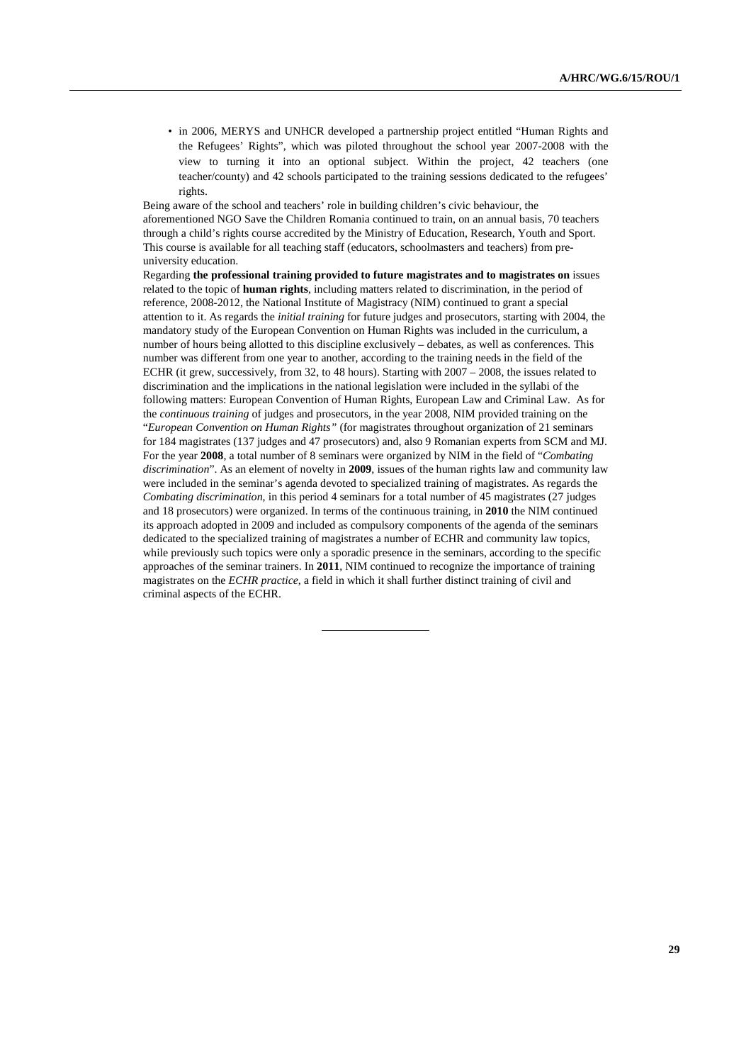- in 2006, MERYS and UNHCR developed a partnership project entitled "Human Rights and the Refugees' Rights", which was piloted throughout the school year 2007-2008 with the view to turning it into an optional subject. Within the project, 42 teachers (one teacher/county) and 42 schools participated to the training sessions dedicated to the refugees' rights.

Being aware of the school and teachers' role in building children's civic behaviour, the aforementioned NGO Save the Children Romania continued to train, on an annual basis, 70 teachers through a child's rights course accredited by the Ministry of Education, Research, Youth and Sport. This course is available for all teaching staff (educators, schoolmasters and teachers) from pre-university education.

Regarding **the professional training provided to future magistrates and to magistrates on** issues related to the topic of **human rights**, including matters related to discrimination, in the period of reference, 2008-2012, the National Institute of Magistracy (NIM) continued to grant a special attention to it. As regards the *initial training* for future judges and prosecutors, starting with 2004, the mandatory study of the European Convention on Human Rights was included in the curriculum, a number of hours being allotted to this discipline exclusively – debates, as well as conferences. This number was different from one year to another, according to the training needs in the field of the ECHR (it grew, successively, from 32, to 48 hours). Starting with 2007 – 2008, the issues related to discrimination and the implications in the national legislation were included in the syllabi of the following matters: European Convention of Human Rights, European Law and Criminal Law. As for the *continuous training* of judges and prosecutors, in the year 2008, NIM provided training on the "*European Convention on Human Rights"* (for magistrates throughout organization of 21 seminars for 184 magistrates (137 judges and 47 prosecutors) and, also 9 Romanian experts from SCM and MJ. For the year **2008**, a total number of 8 seminars were organized by NIM in the field of "*Combating discrimination*". As an element of novelty in **2009**, issues of the human rights law and community law were included in the seminar's agenda devoted to specialized training of magistrates. As regards the *Combating discrimination*, in this period 4 seminars for a total number of 45 magistrates (27 judges and 18 prosecutors) were organized. In terms of the continuous training, in **2010** the NIM continued its approach adopted in 2009 and included as compulsory components of the agenda of the seminars dedicated to the specialized training of magistrates a number of ECHR and community law topics, while previously such topics were only a sporadic presence in the seminars, according to the specific approaches of the seminar trainers. In **2011**, NIM continued to recognize the importance of training magistrates on the *ECHR practice*, a field in which it shall further distinct training of civil and criminal aspects of the ECHR.